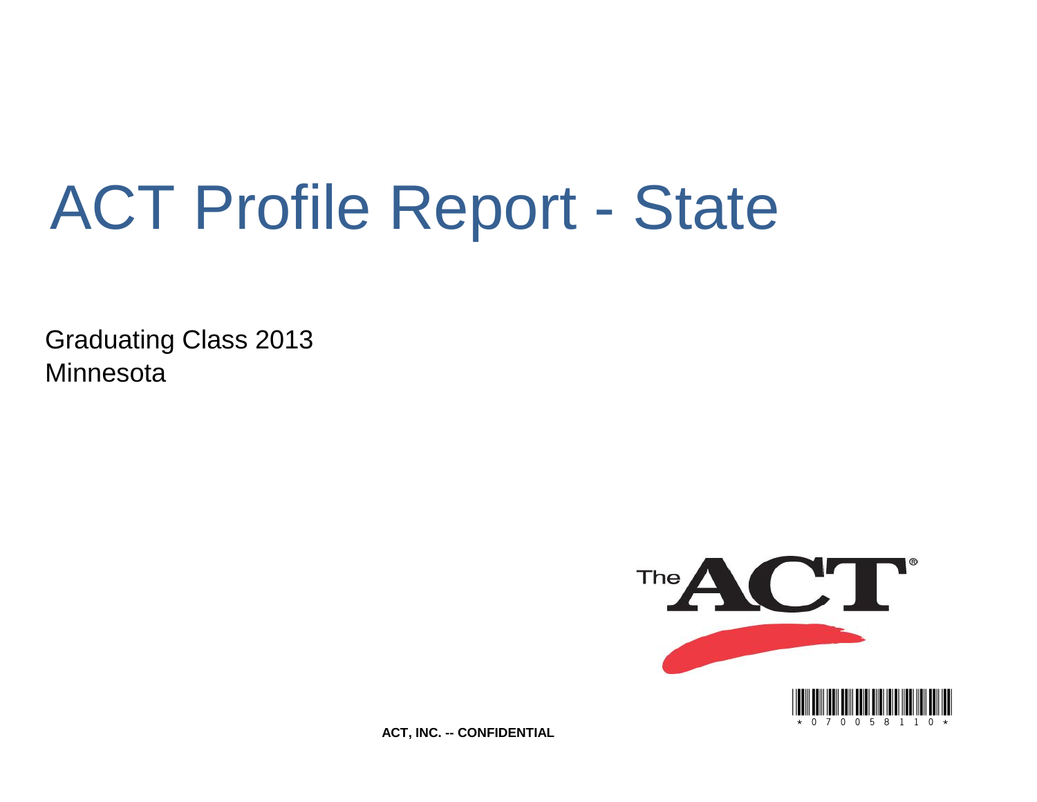# ACT Profile Report - State

Graduating Class 2013
Minnesota

ACT, INC. -- CONFIDENTIAL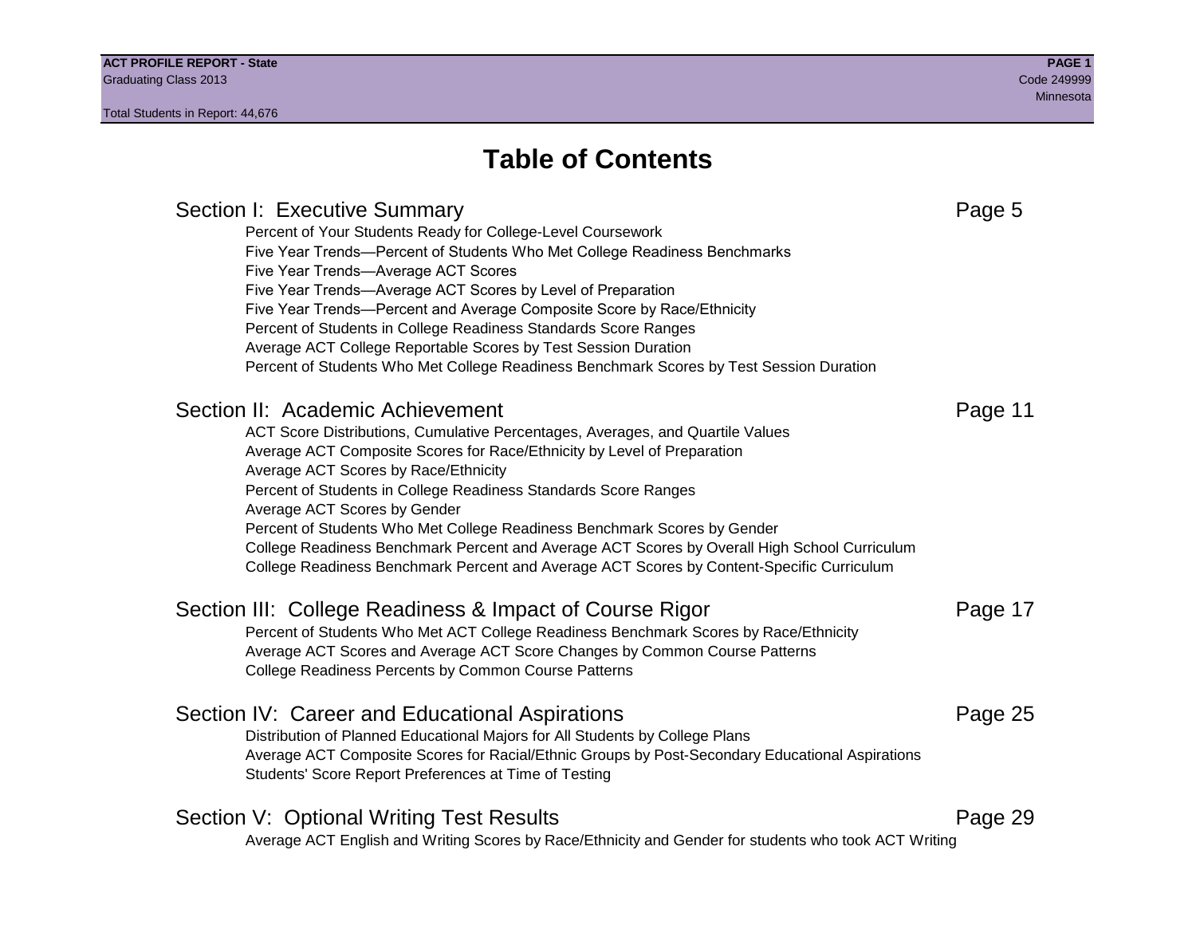# Table of Contents

## Section I: Executive Summary — Page 5

- Percent of Your Students Ready for College-Level Coursework
- Five Year Trends—Percent of Students Who Met College Readiness Benchmarks
- Five Year Trends—Average ACT Scores
- Five Year Trends—Average ACT Scores by Level of Preparation
- Five Year Trends—Percent and Average Composite Score by Race/Ethnicity
- Percent of Students in College Readiness Standards Score Ranges
- Average ACT College Reportable Scores by Test Session Duration
- Percent of Students Who Met College Readiness Benchmark Scores by Test Session Duration

## Section II: Academic Achievement — Page 11

- ACT Score Distributions, Cumulative Percentages, Averages, and Quartile Values
- Average ACT Composite Scores for Race/Ethnicity by Level of Preparation
- Average ACT Scores by Race/Ethnicity
- Percent of Students in College Readiness Standards Score Ranges
- Average ACT Scores by Gender
- Percent of Students Who Met College Readiness Benchmark Scores by Gender
- College Readiness Benchmark Percent and Average ACT Scores by Overall High School Curriculum
- College Readiness Benchmark Percent and Average ACT Scores by Content-Specific Curriculum

## Section III: College Readiness & Impact of Course Rigor — Page 17

- Percent of Students Who Met ACT College Readiness Benchmark Scores by Race/Ethnicity
- Average ACT Scores and Average ACT Score Changes by Common Course Patterns
- College Readiness Percents by Common Course Patterns

## Section IV: Career and Educational Aspirations — Page 25

- Distribution of Planned Educational Majors for All Students by College Plans
- Average ACT Composite Scores for Racial/Ethnic Groups by Post-Secondary Educational Aspirations
- Students' Score Report Preferences at Time of Testing

## Section V: Optional Writing Test Results — Page 29

- Average ACT English and Writing Scores by Race/Ethnicity and Gender for students who took ACT Writing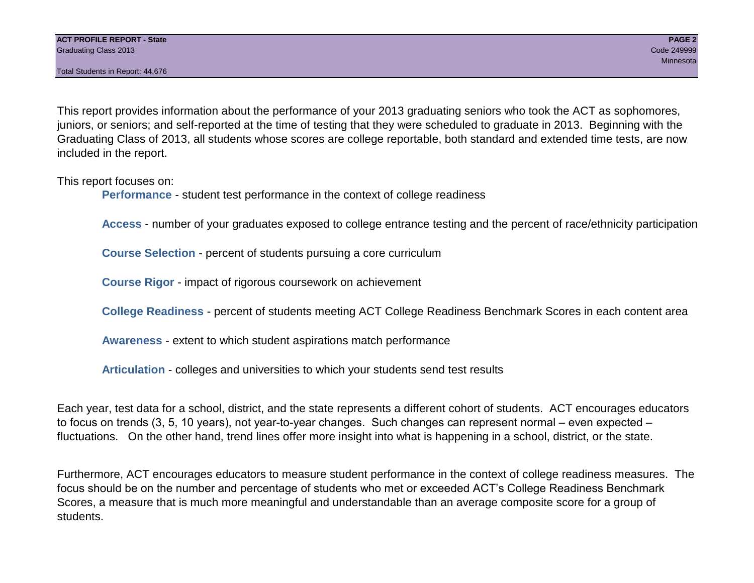This report provides information about the performance of your 2013 graduating seniors who took the ACT as sophomores, juniors, or seniors; and self-reported at the time of testing that they were scheduled to graduate in 2013. Beginning with the Graduating Class of 2013, all students whose scores are college reportable, both standard and extended time tests, are now included in the report.

This report focuses on:

**Performance** - student test performance in the context of college readiness

**Access** - number of your graduates exposed to college entrance testing and the percent of race/ethnicity participation

**Course Selection** - percent of students pursuing a core curriculum

**Course Rigor** - impact of rigorous coursework on achievement

**College Readiness** - percent of students meeting ACT College Readiness Benchmark Scores in each content area

**Awareness** - extent to which student aspirations match performance

**Articulation** - colleges and universities to which your students send test results

Each year, test data for a school, district, and the state represents a different cohort of students. ACT encourages educators to focus on trends (3, 5, 10 years), not year-to-year changes. Such changes can represent normal – even expected – fluctuations. On the other hand, trend lines offer more insight into what is happening in a school, district, or the state.

Furthermore, ACT encourages educators to measure student performance in the context of college readiness measures. The focus should be on the number and percentage of students who met or exceeded ACT's College Readiness Benchmark Scores, a measure that is much more meaningful and understandable than an average composite score for a group of students.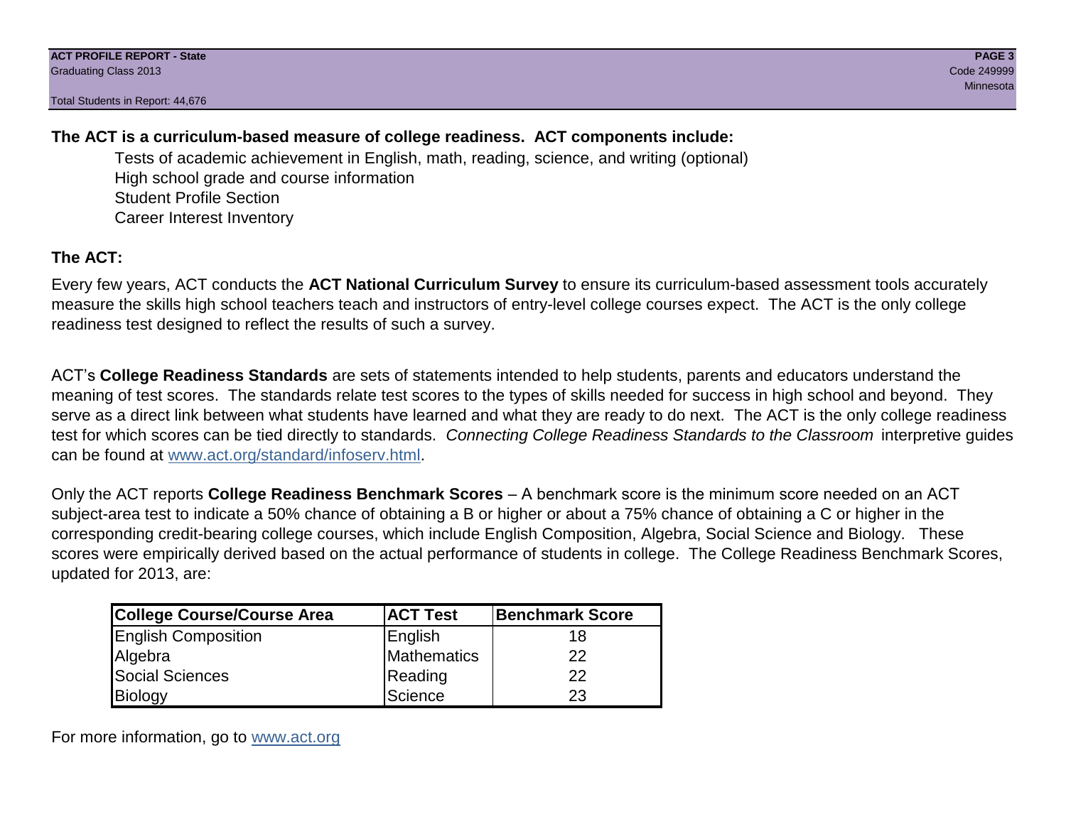**The ACT is a curriculum-based measure of college readiness. ACT components include:**

- Tests of academic achievement in English, math, reading, science, and writing (optional)
- High school grade and course information
- Student Profile Section
- Career Interest Inventory

**The ACT:**

Every few years, ACT conducts the **ACT National Curriculum Survey** to ensure its curriculum-based assessment tools accurately measure the skills high school teachers teach and instructors of entry-level college courses expect. The ACT is the only college readiness test designed to reflect the results of such a survey.

ACT's **College Readiness Standards** are sets of statements intended to help students, parents and educators understand the meaning of test scores. The standards relate test scores to the types of skills needed for success in high school and beyond. They serve as a direct link between what students have learned and what they are ready to do next. The ACT is the only college readiness test for which scores can be tied directly to standards. *Connecting College Readiness Standards to the Classroom* interpretive guides can be found at www.act.org/standard/infoserv.html.

Only the ACT reports **College Readiness Benchmark Scores** – A benchmark score is the minimum score needed on an ACT subject-area test to indicate a 50% chance of obtaining a B or higher or about a 75% chance of obtaining a C or higher in the corresponding credit-bearing college courses, which include English Composition, Algebra, Social Science and Biology. These scores were empirically derived based on the actual performance of students in college. The College Readiness Benchmark Scores, updated for 2013, are:

| College Course/Course Area | ACT Test | Benchmark Score |
|---|---|---|
| English Composition | English | 18 |
| Algebra | Mathematics | 22 |
| Social Sciences | Reading | 22 |
| Biology | Science | 23 |

For more information, go to www.act.org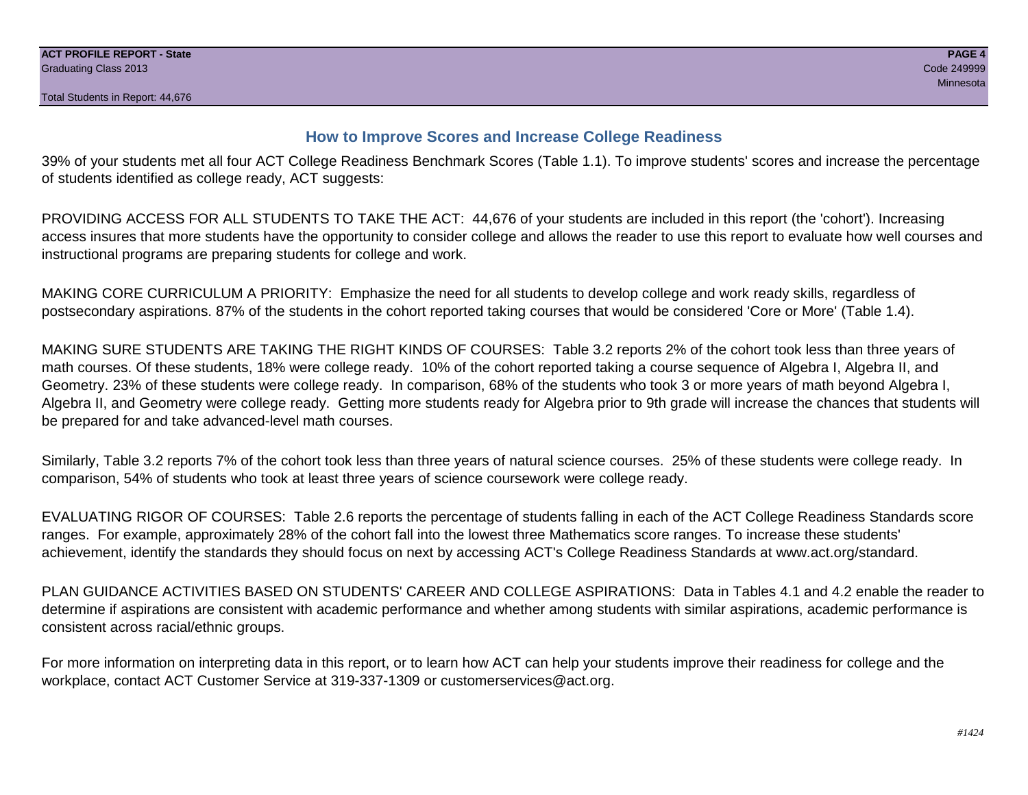## How to Improve Scores and Increase College Readiness

39% of your students met all four ACT College Readiness Benchmark Scores (Table 1.1). To improve students' scores and increase the percentage of students identified as college ready, ACT suggests:

PROVIDING ACCESS FOR ALL STUDENTS TO TAKE THE ACT: 44,676 of your students are included in this report (the 'cohort'). Increasing access insures that more students have the opportunity to consider college and allows the reader to use this report to evaluate how well courses and instructional programs are preparing students for college and work.

MAKING CORE CURRICULUM A PRIORITY: Emphasize the need for all students to develop college and work ready skills, regardless of postsecondary aspirations. 87% of the students in the cohort reported taking courses that would be considered 'Core or More' (Table 1.4).

MAKING SURE STUDENTS ARE TAKING THE RIGHT KINDS OF COURSES: Table 3.2 reports 2% of the cohort took less than three years of math courses. Of these students, 18% were college ready. 10% of the cohort reported taking a course sequence of Algebra I, Algebra II, and Geometry. 23% of these students were college ready. In comparison, 68% of the students who took 3 or more years of math beyond Algebra I, Algebra II, and Geometry were college ready. Getting more students ready for Algebra prior to 9th grade will increase the chances that students will be prepared for and take advanced-level math courses.

Similarly, Table 3.2 reports 7% of the cohort took less than three years of natural science courses. 25% of these students were college ready. In comparison, 54% of students who took at least three years of science coursework were college ready.

EVALUATING RIGOR OF COURSES: Table 2.6 reports the percentage of students falling in each of the ACT College Readiness Standards score ranges. For example, approximately 28% of the cohort fall into the lowest three Mathematics score ranges. To increase these students' achievement, identify the standards they should focus on next by accessing ACT's College Readiness Standards at www.act.org/standard.

PLAN GUIDANCE ACTIVITIES BASED ON STUDENTS' CAREER AND COLLEGE ASPIRATIONS: Data in Tables 4.1 and 4.2 enable the reader to determine if aspirations are consistent with academic performance and whether among students with similar aspirations, academic performance is consistent across racial/ethnic groups.

For more information on interpreting data in this report, or to learn how ACT can help your students improve their readiness for college and the workplace, contact ACT Customer Service at 319-337-1309 or customerservices@act.org.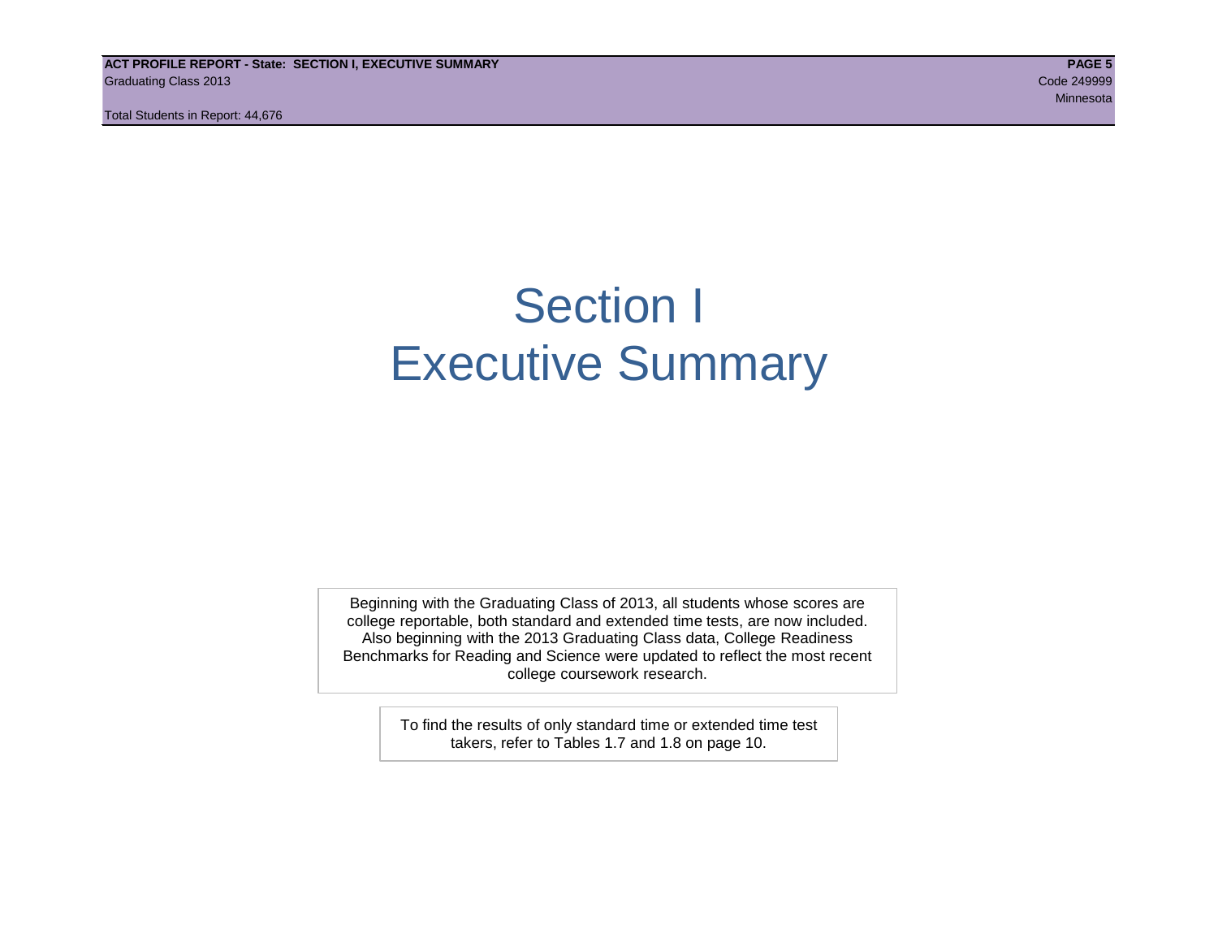# Section I
# Executive Summary

Beginning with the Graduating Class of 2013, all students whose scores are college reportable, both standard and extended time tests, are now included. Also beginning with the 2013 Graduating Class data, College Readiness Benchmarks for Reading and Science were updated to reflect the most recent college coursework research.

To find the results of only standard time or extended time test takers, refer to Tables 1.7 and 1.8 on page 10.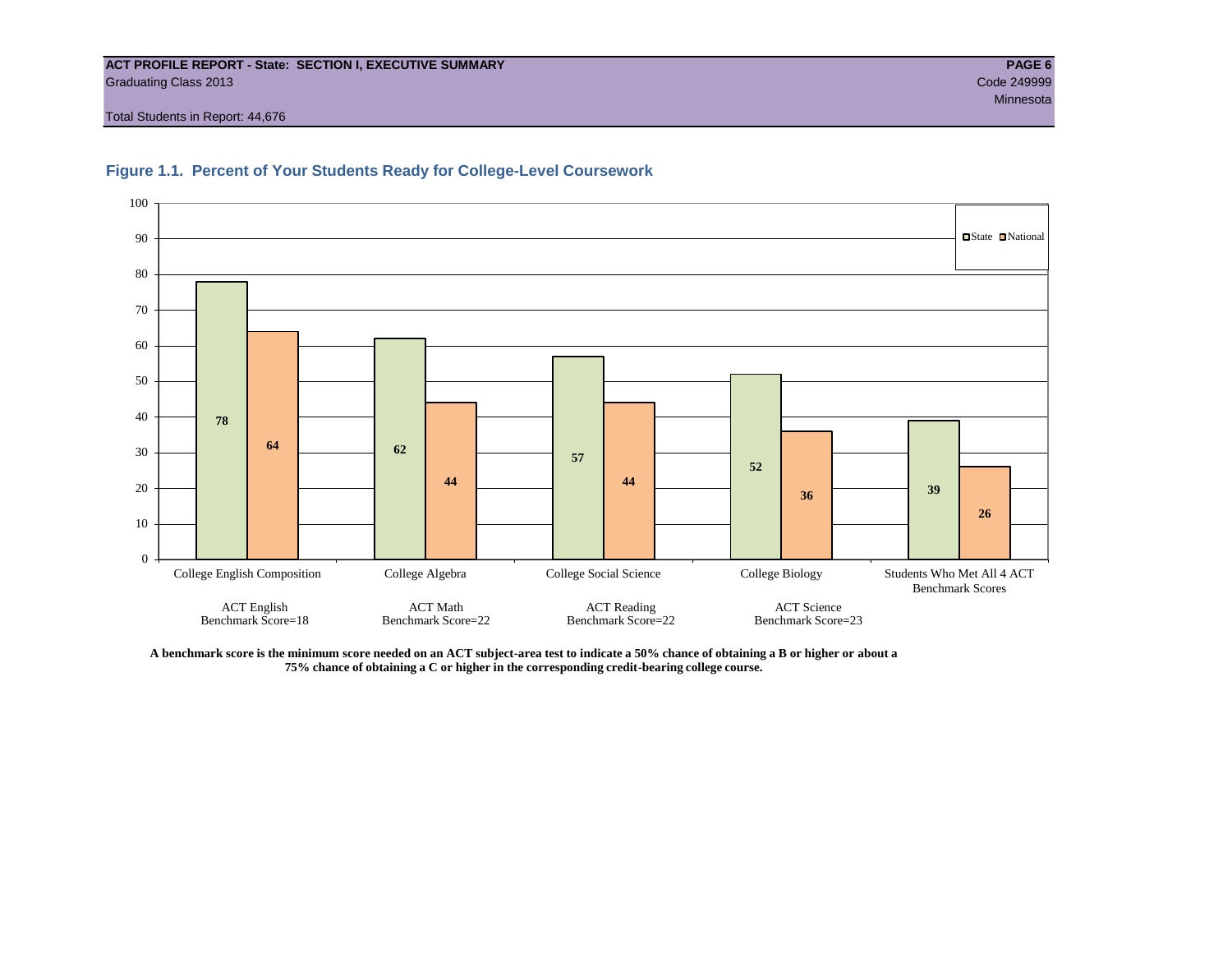**ACT PROFILE REPORT - State: SECTION I, EXECUTIVE SUMMARY**
Graduating Class 2013
Code 249999
Minnesota
Total Students in Report: 44,676

## Figure 1.1. Percent of Your Students Ready for College-Level Coursework

| Course | ACT Test / Benchmark | State | National |
|---|---|---|---|
| College English Composition | ACT English Benchmark Score=18 | 78 | 64 |
| College Algebra | ACT Math Benchmark Score=22 | 62 | 44 |
| College Social Science | ACT Reading Benchmark Score=22 | 57 | 44 |
| College Biology | ACT Science Benchmark Score=23 | 52 | 36 |
| Students Who Met All 4 ACT Benchmark Scores | | 39 | 26 |

**A benchmark score is the minimum score needed on an ACT subject-area test to indicate a 50% chance of obtaining a B or higher or about a 75% chance of obtaining a C or higher in the corresponding credit-bearing college course.**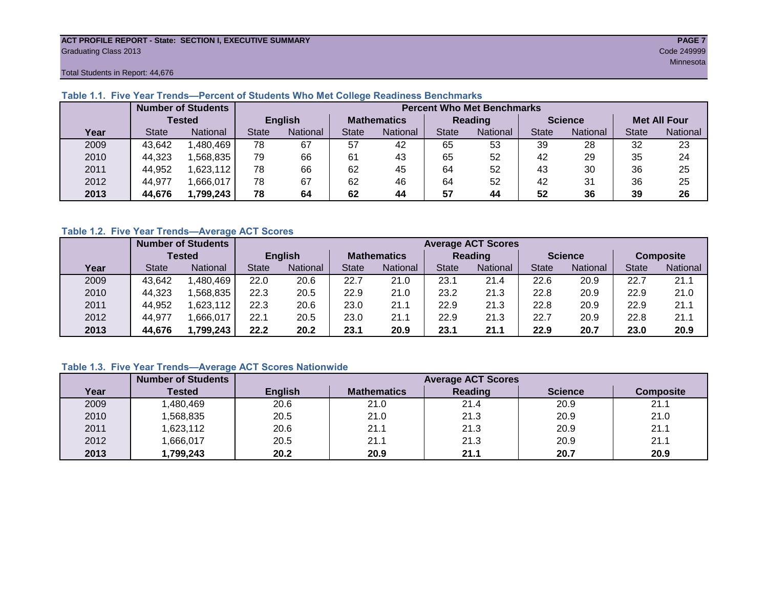ACT PROFILE REPORT - State: SECTION I, EXECUTIVE SUMMARY
Graduating Class 2013
Code 249999
Minnesota
Total Students in Report: 44,676

### Table 1.1. Five Year Trends—Percent of Students Who Met College Readiness Benchmarks

| | Number of Students Tested | | Percent Who Met Benchmarks | | | | | | | | | |
|---|---|---|---|---|---|---|---|---|---|---|---|---|
| | | | English | | Mathematics | | Reading | | Science | | Met All Four | |
| Year | State | National | State | National | State | National | State | National | State | National | State | National |
| 2009 | 43,642 | 1,480,469 | 78 | 67 | 57 | 42 | 65 | 53 | 39 | 28 | 32 | 23 |
| 2010 | 44,323 | 1,568,835 | 79 | 66 | 61 | 43 | 65 | 52 | 42 | 29 | 35 | 24 |
| 2011 | 44,952 | 1,623,112 | 78 | 66 | 62 | 45 | 64 | 52 | 43 | 30 | 36 | 25 |
| 2012 | 44,977 | 1,666,017 | 78 | 67 | 62 | 46 | 64 | 52 | 42 | 31 | 36 | 25 |
| **2013** | **44,676** | **1,799,243** | **78** | **64** | **62** | **44** | **57** | **44** | **52** | **36** | **39** | **26** |

### Table 1.2. Five Year Trends—Average ACT Scores

| | Number of Students Tested | | Average ACT Scores | | | | | | | | | |
|---|---|---|---|---|---|---|---|---|---|---|---|---|
| | | | English | | Mathematics | | Reading | | Science | | Composite | |
| Year | State | National | State | National | State | National | State | National | State | National | State | National |
| 2009 | 43,642 | 1,480,469 | 22.0 | 20.6 | 22.7 | 21.0 | 23.1 | 21.4 | 22.6 | 20.9 | 22.7 | 21.1 |
| 2010 | 44,323 | 1,568,835 | 22.3 | 20.5 | 22.9 | 21.0 | 23.2 | 21.3 | 22.8 | 20.9 | 22.9 | 21.0 |
| 2011 | 44,952 | 1,623,112 | 22.3 | 20.6 | 23.0 | 21.1 | 22.9 | 21.3 | 22.8 | 20.9 | 22.9 | 21.1 |
| 2012 | 44,977 | 1,666,017 | 22.1 | 20.5 | 23.0 | 21.1 | 22.9 | 21.3 | 22.7 | 20.9 | 22.8 | 21.1 |
| **2013** | **44,676** | **1,799,243** | **22.2** | **20.2** | **23.1** | **20.9** | **23.1** | **21.1** | **22.9** | **20.7** | **23.0** | **20.9** |

### Table 1.3. Five Year Trends—Average ACT Scores Nationwide

| | Number of Students | Average ACT Scores | | | | |
|---|---|---|---|---|---|---|
| Year | Tested | English | Mathematics | Reading | Science | Composite |
| 2009 | 1,480,469 | 20.6 | 21.0 | 21.4 | 20.9 | 21.1 |
| 2010 | 1,568,835 | 20.5 | 21.0 | 21.3 | 20.9 | 21.0 |
| 2011 | 1,623,112 | 20.6 | 21.1 | 21.3 | 20.9 | 21.1 |
| 2012 | 1,666,017 | 20.5 | 21.1 | 21.3 | 20.9 | 21.1 |
| **2013** | **1,799,243** | **20.2** | **20.9** | **21.1** | **20.7** | **20.9** |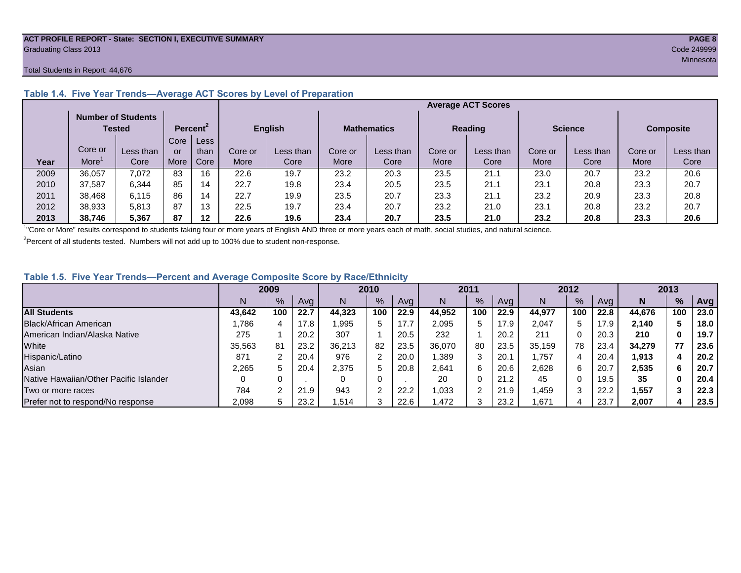ACT PROFILE REPORT - State: SECTION I, EXECUTIVE SUMMARY
Graduating Class 2013
Code 249999
Minnesota

Total Students in Report: 44,676

### Table 1.4. Five Year Trends—Average ACT Scores by Level of Preparation

| | Number of Students Tested | | Percent[2] | | Average ACT Scores | | | | | | | | | |
|---|---|---|---|---|---|---|---|---|---|---|---|---|---|---|
| | | | | | English | | Mathematics | | Reading | | Science | | Composite | |
| Year | Core or More[1] | Less than Core | Core or More | Less than Core | Core or More | Less than Core | Core or More | Less than Core | Core or More | Less than Core | Core or More | Less than Core | Core or More | Less than Core |
| 2009 | 36,057 | 7,072 | 83 | 16 | 22.6 | 19.7 | 23.2 | 20.3 | 23.5 | 21.1 | 23.0 | 20.7 | 23.2 | 20.6 |
| 2010 | 37,587 | 6,344 | 85 | 14 | 22.7 | 19.8 | 23.4 | 20.5 | 23.5 | 21.1 | 23.1 | 20.8 | 23.3 | 20.7 |
| 2011 | 38,468 | 6,115 | 86 | 14 | 22.7 | 19.9 | 23.5 | 20.7 | 23.3 | 21.1 | 23.2 | 20.9 | 23.3 | 20.8 |
| 2012 | 38,933 | 5,813 | 87 | 13 | 22.5 | 19.7 | 23.4 | 20.7 | 23.2 | 21.0 | 23.1 | 20.8 | 23.2 | 20.7 |
| **2013** | **38,746** | **5,367** | **87** | **12** | **22.6** | **19.6** | **23.4** | **20.7** | **23.5** | **21.0** | **23.2** | **20.8** | **23.3** | **20.6** |

[1]"Core or More" results correspond to students taking four or more years of English AND three or more years each of math, social studies, and natural science.

[2]Percent of all students tested. Numbers will not add up to 100% due to student non-response.

### Table 1.5. Five Year Trends—Percent and Average Composite Score by Race/Ethnicity

| | 2009 | | | 2010 | | | 2011 | | | 2012 | | | 2013 | | |
|---|---|---|---|---|---|---|---|---|---|---|---|---|---|---|---|
| | N | % | Avg | N | % | Avg | N | % | Avg | N | % | Avg | **N** | **%** | **Avg** |
| **All Students** | **43,642** | **100** | **22.7** | **44,323** | **100** | **22.9** | **44,952** | **100** | **22.9** | **44,977** | **100** | **22.8** | **44,676** | **100** | **23.0** |
| Black/African American | 1,786 | 4 | 17.8 | 1,995 | 5 | 17.7 | 2,095 | 5 | 17.9 | 2,047 | 5 | 17.9 | **2,140** | **5** | **18.0** |
| American Indian/Alaska Native | 275 | 1 | 20.2 | 307 | 1 | 20.5 | 232 | 1 | 20.2 | 211 | 0 | 20.3 | **210** | **0** | **19.7** |
| White | 35,563 | 81 | 23.2 | 36,213 | 82 | 23.5 | 36,070 | 80 | 23.5 | 35,159 | 78 | 23.4 | **34,279** | **77** | **23.6** |
| Hispanic/Latino | 871 | 2 | 20.4 | 976 | 2 | 20.0 | 1,389 | 3 | 20.1 | 1,757 | 4 | 20.4 | **1,913** | **4** | **20.2** |
| Asian | 2,265 | 5 | 20.4 | 2,375 | 5 | 20.8 | 2,641 | 6 | 20.6 | 2,628 | 6 | 20.7 | **2,535** | **6** | **20.7** |
| Native Hawaiian/Other Pacific Islander | 0 | 0 | . | 0 | 0 | . | 20 | 0 | 21.2 | 45 | 0 | 19.5 | **35** | **0** | **20.4** |
| Two or more races | 784 | 2 | 21.9 | 943 | 2 | 22.2 | 1,033 | 2 | 21.9 | 1,459 | 3 | 22.2 | **1,557** | **3** | **22.3** |
| Prefer not to respond/No response | 2,098 | 5 | 23.2 | 1,514 | 3 | 22.6 | 1,472 | 3 | 23.2 | 1,671 | 4 | 23.7 | **2,007** | **4** | **23.5** |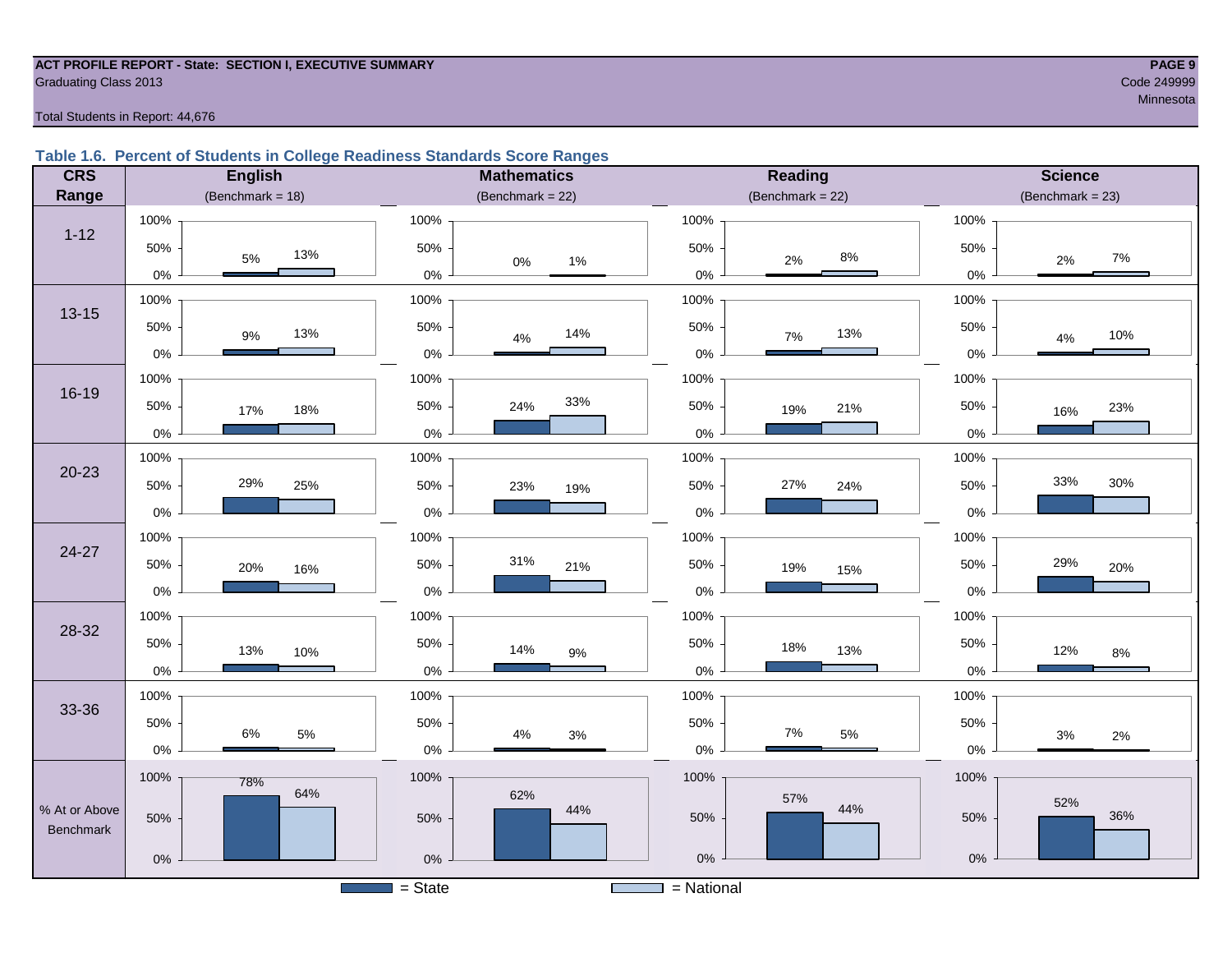**ACT PROFILE REPORT - State: SECTION I, EXECUTIVE SUMMARY**
Graduating Class 2013
Code 249999
Minnesota

Total Students in Report: 44,676

### Table 1.6. Percent of Students in College Readiness Standards Score Ranges

| CRS Range | English (Benchmark = 18) State | English National | Mathematics (Benchmark = 22) State | Mathematics National | Reading (Benchmark = 22) State | Reading National | Science (Benchmark = 23) State | Science National |
|---|---|---|---|---|---|---|---|---|
| 1-12 | 5% | 13% | 0% | 1% | 2% | 8% | 2% | 7% |
| 13-15 | 9% | 13% | 4% | 14% | 7% | 13% | 4% | 10% |
| 16-19 | 17% | 18% | 24% | 33% | 19% | 21% | 16% | 23% |
| 20-23 | 29% | 25% | 23% | 19% | 27% | 24% | 33% | 30% |
| 24-27 | 20% | 16% | 31% | 21% | 19% | 15% | 29% | 20% |
| 28-32 | 13% | 10% | 14% | 9% | 18% | 13% | 12% | 8% |
| 33-36 | 6% | 5% | 4% | 3% | 7% | 5% | 3% | 2% |
| % At or Above Benchmark | 78% | 64% | 62% | 44% | 57% | 44% | 52% | 36% |

= State     = National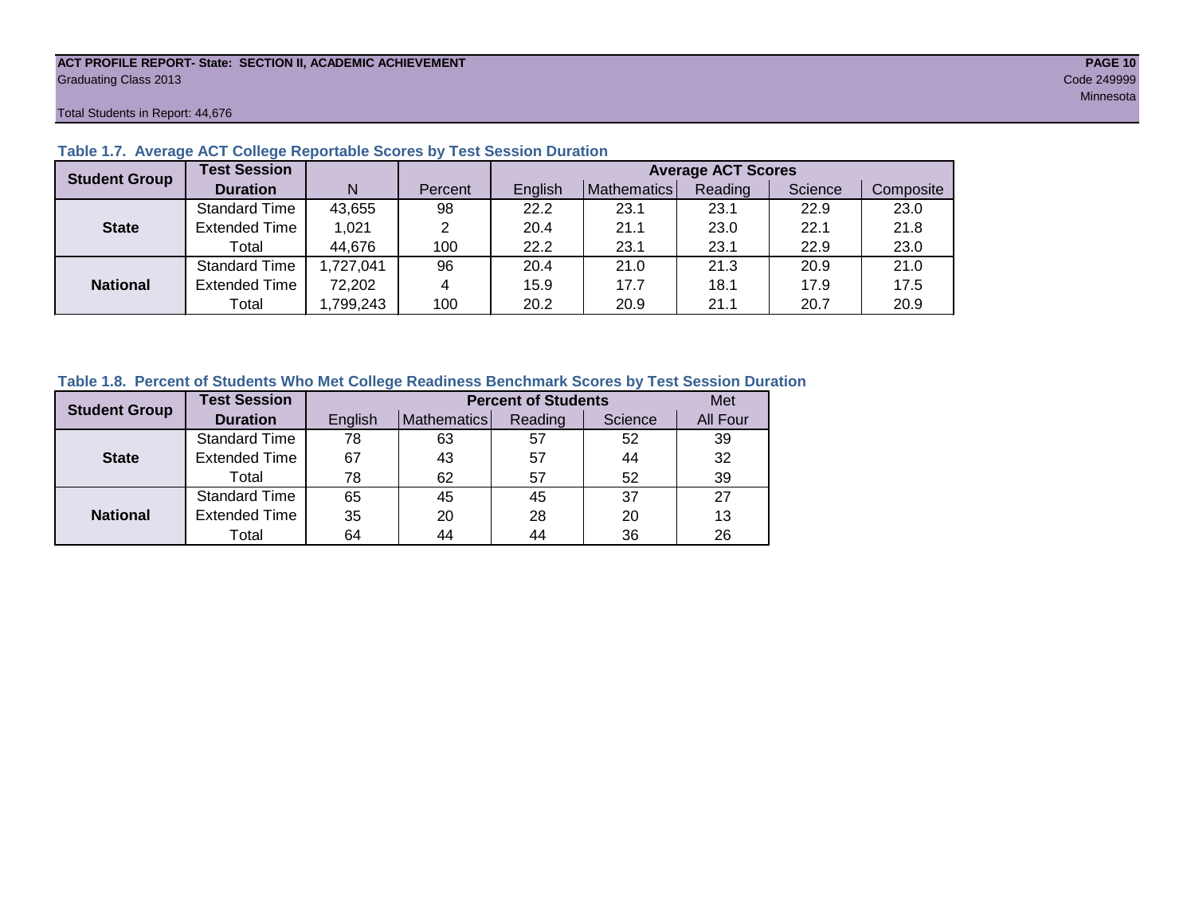### Table 1.7. Average ACT College Reportable Scores by Test Session Duration

| Student Group | Test Session Duration | N | Percent | Average ACT Scores | | | | |
|---|---|---|---|---|---|---|---|---|
| | | | | English | Mathematics | Reading | Science | Composite |
| State | Standard Time | 43,655 | 98 | 22.2 | 23.1 | 23.1 | 22.9 | 23.0 |
| | Extended Time | 1,021 | 2 | 20.4 | 21.1 | 23.0 | 22.1 | 21.8 |
| | Total | 44,676 | 100 | 22.2 | 23.1 | 23.1 | 22.9 | 23.0 |
| National | Standard Time | 1,727,041 | 96 | 20.4 | 21.0 | 21.3 | 20.9 | 21.0 |
| | Extended Time | 72,202 | 4 | 15.9 | 17.7 | 18.1 | 17.9 | 17.5 |
| | Total | 1,799,243 | 100 | 20.2 | 20.9 | 21.1 | 20.7 | 20.9 |

### Table 1.8. Percent of Students Who Met College Readiness Benchmark Scores by Test Session Duration

| Student Group | Test Session Duration | Percent of Students | | | | Met |
|---|---|---|---|---|---|---|
| | | English | Mathematics | Reading | Science | All Four |
| State | Standard Time | 78 | 63 | 57 | 52 | 39 |
| | Extended Time | 67 | 43 | 57 | 44 | 32 |
| | Total | 78 | 62 | 57 | 52 | 39 |
| National | Standard Time | 65 | 45 | 45 | 37 | 27 |
| | Extended Time | 35 | 20 | 28 | 20 | 13 |
| | Total | 64 | 44 | 44 | 36 | 26 |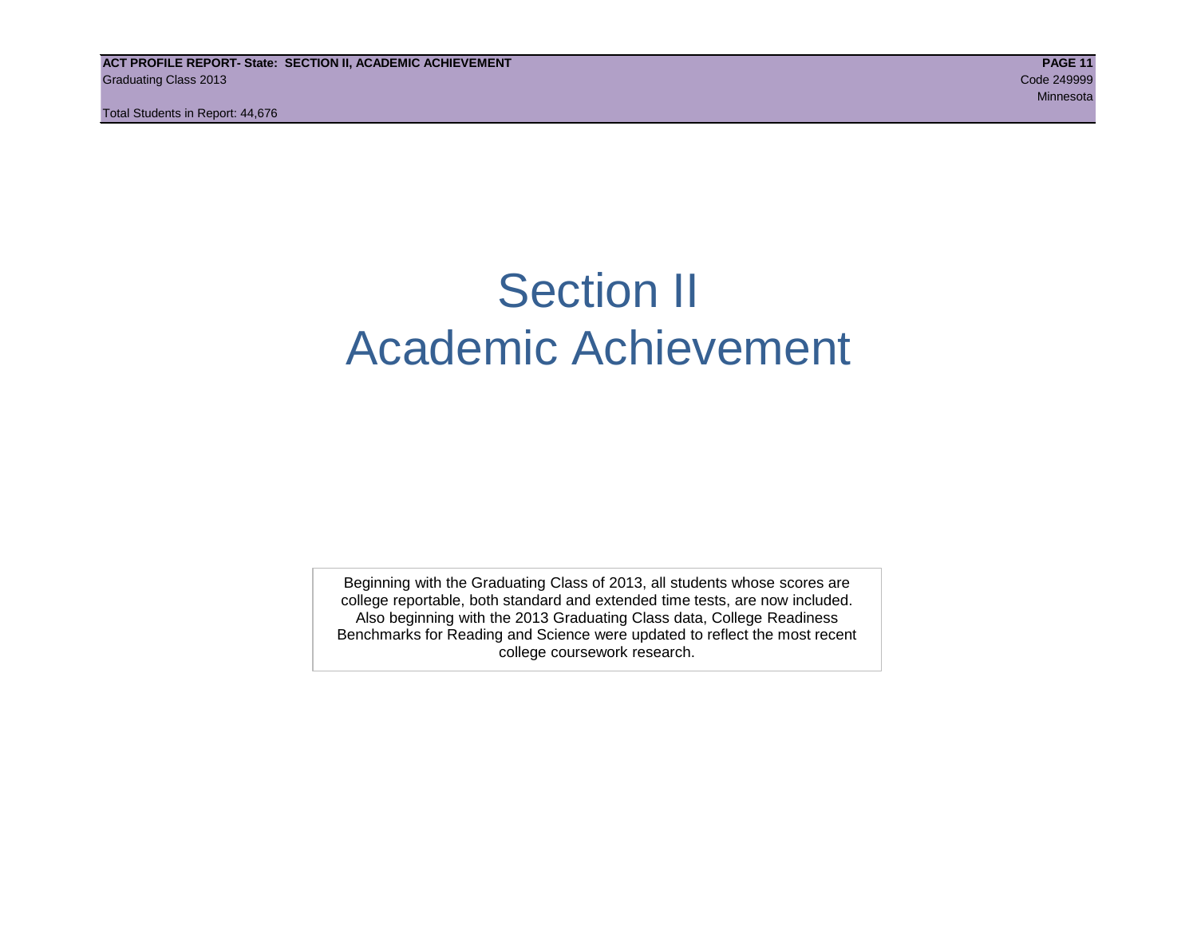# Section II
# Academic Achievement

Beginning with the Graduating Class of 2013, all students whose scores are college reportable, both standard and extended time tests, are now included. Also beginning with the 2013 Graduating Class data, College Readiness Benchmarks for Reading and Science were updated to reflect the most recent college coursework research.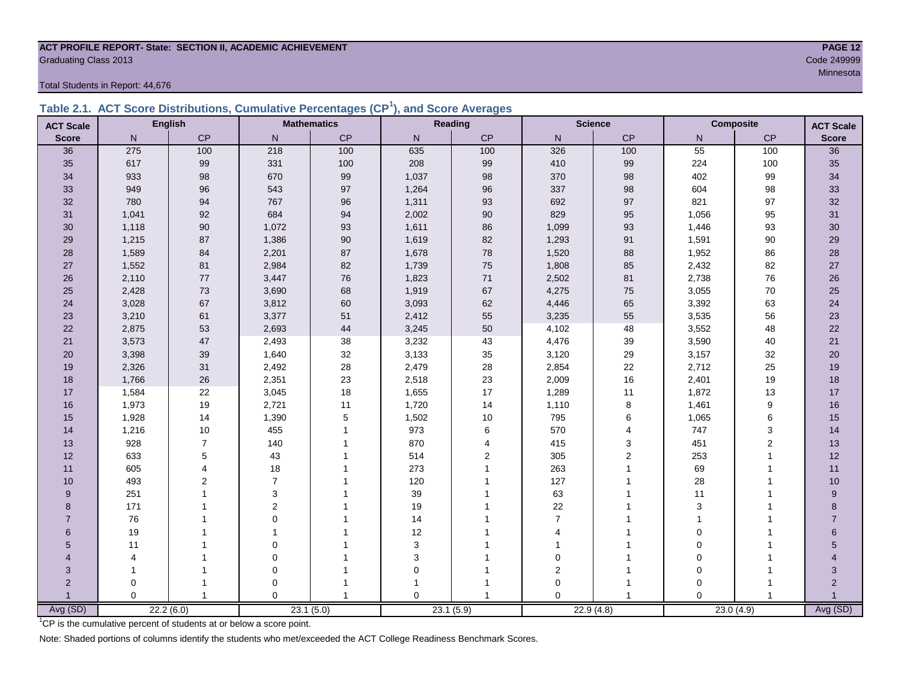**ACT PROFILE REPORT- State: SECTION II, ACADEMIC ACHIEVEMENT**

Graduating Class 2013

Code 249999

Minnesota

Total Students in Report: 44,676

## Table 2.1. ACT Score Distributions, Cumulative Percentages (CP[1]), and Score Averages

| ACT Scale | English | | Mathematics | | Reading | | Science | | Composite | | ACT Scale |
|---|---|---|---|---|---|---|---|---|---|---|---|
| Score | N | CP | N | CP | N | CP | N | CP | N | CP | Score |
| 36 | 275 | 100 | 218 | 100 | 635 | 100 | 326 | 100 | 55 | 100 | 36 |
| 35 | 617 | 99 | 331 | 100 | 208 | 99 | 410 | 99 | 224 | 100 | 35 |
| 34 | 933 | 98 | 670 | 99 | 1,037 | 98 | 370 | 98 | 402 | 99 | 34 |
| 33 | 949 | 96 | 543 | 97 | 1,264 | 96 | 337 | 98 | 604 | 98 | 33 |
| 32 | 780 | 94 | 767 | 96 | 1,311 | 93 | 692 | 97 | 821 | 97 | 32 |
| 31 | 1,041 | 92 | 684 | 94 | 2,002 | 90 | 829 | 95 | 1,056 | 95 | 31 |
| 30 | 1,118 | 90 | 1,072 | 93 | 1,611 | 86 | 1,099 | 93 | 1,446 | 93 | 30 |
| 29 | 1,215 | 87 | 1,386 | 90 | 1,619 | 82 | 1,293 | 91 | 1,591 | 90 | 29 |
| 28 | 1,589 | 84 | 2,201 | 87 | 1,678 | 78 | 1,520 | 88 | 1,952 | 86 | 28 |
| 27 | 1,552 | 81 | 2,984 | 82 | 1,739 | 75 | 1,808 | 85 | 2,432 | 82 | 27 |
| 26 | 2,110 | 77 | 3,447 | 76 | 1,823 | 71 | 2,502 | 81 | 2,738 | 76 | 26 |
| 25 | 2,428 | 73 | 3,690 | 68 | 1,919 | 67 | 4,275 | 75 | 3,055 | 70 | 25 |
| 24 | 3,028 | 67 | 3,812 | 60 | 3,093 | 62 | 4,446 | 65 | 3,392 | 63 | 24 |
| 23 | 3,210 | 61 | 3,377 | 51 | 2,412 | 55 | 3,235 | 55 | 3,535 | 56 | 23 |
| 22 | 2,875 | 53 | 2,693 | 44 | 3,245 | 50 | 4,102 | 48 | 3,552 | 48 | 22 |
| 21 | 3,573 | 47 | 2,493 | 38 | 3,232 | 43 | 4,476 | 39 | 3,590 | 40 | 21 |
| 20 | 3,398 | 39 | 1,640 | 32 | 3,133 | 35 | 3,120 | 29 | 3,157 | 32 | 20 |
| 19 | 2,326 | 31 | 2,492 | 28 | 2,479 | 28 | 2,854 | 22 | 2,712 | 25 | 19 |
| 18 | 1,766 | 26 | 2,351 | 23 | 2,518 | 23 | 2,009 | 16 | 2,401 | 19 | 18 |
| 17 | 1,584 | 22 | 3,045 | 18 | 1,655 | 17 | 1,289 | 11 | 1,872 | 13 | 17 |
| 16 | 1,973 | 19 | 2,721 | 11 | 1,720 | 14 | 1,110 | 8 | 1,461 | 9 | 16 |
| 15 | 1,928 | 14 | 1,390 | 5 | 1,502 | 10 | 795 | 6 | 1,065 | 6 | 15 |
| 14 | 1,216 | 10 | 455 | 1 | 973 | 6 | 570 | 4 | 747 | 3 | 14 |
| 13 | 928 | 7 | 140 | 1 | 870 | 4 | 415 | 3 | 451 | 2 | 13 |
| 12 | 633 | 5 | 43 | 1 | 514 | 2 | 305 | 2 | 253 | 1 | 12 |
| 11 | 605 | 4 | 18 | 1 | 273 | 1 | 263 | 1 | 69 | 1 | 11 |
| 10 | 493 | 2 | 7 | 1 | 120 | 1 | 127 | 1 | 28 | 1 | 10 |
| 9 | 251 | 1 | 3 | 1 | 39 | 1 | 63 | 1 | 11 | 1 | 9 |
| 8 | 171 | 1 | 2 | 1 | 19 | 1 | 22 | 1 | 3 | 1 | 8 |
| 7 | 76 | 1 | 0 | 1 | 14 | 1 | 7 | 1 | 1 | 1 | 7 |
| 6 | 19 | 1 | 1 | 1 | 12 | 1 | 4 | 1 | 0 | 1 | 6 |
| 5 | 11 | 1 | 0 | 1 | 3 | 1 | 1 | 1 | 0 | 1 | 5 |
| 4 | 4 | 1 | 0 | 1 | 3 | 1 | 0 | 1 | 0 | 1 | 4 |
| 3 | 1 | 1 | 0 | 1 | 0 | 1 | 2 | 1 | 0 | 1 | 3 |
| 2 | 0 | 1 | 0 | 1 | 1 | 1 | 0 | 1 | 0 | 1 | 2 |
| 1 | 0 | 1 | 0 | 1 | 0 | 1 | 0 | 1 | 0 | 1 | 1 |
| Avg (SD) | 22.2 (6.0) | | 23.1 (5.0) | | 23.1 (5.9) | | 22.9 (4.8) | | 23.0 (4.9) | | Avg (SD) |

[1]CP is the cumulative percent of students at or below a score point.

Note: Shaded portions of columns identify the students who met/exceeded the ACT College Readiness Benchmark Scores.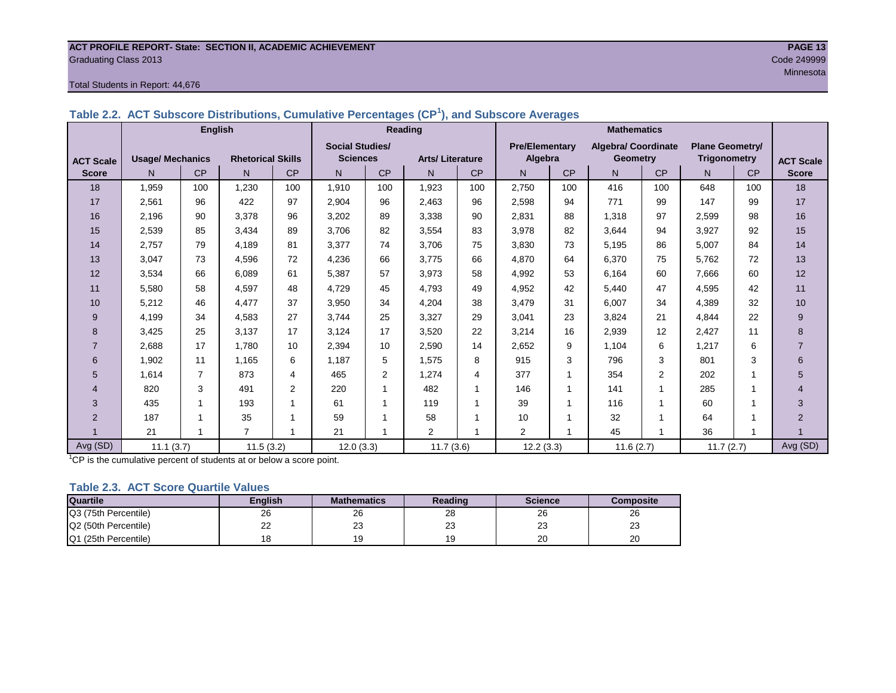ACT PROFILE REPORT- State: SECTION II, ACADEMIC ACHIEVEMENT
Graduating Class 2013
Code 249999
Minnesota

Total Students in Report: 44,676

### Table 2.2. ACT Subscore Distributions, Cumulative Percentages (CP[1]), and Subscore Averages

| ACT Scale Score | English | | | | Reading | | | | Mathematics | | | | | | ACT Scale Score |
|---|---|---|---|---|---|---|---|---|---|---|---|---|---|---|---|
| | Usage/ Mechanics | | Rhetorical Skills | | Social Studies/ Sciences | | Arts/ Literature | | Pre/Elementary Algebra | | Algebra/ Coordinate Geometry | | Plane Geometry/ Trigonometry | | |
| | N | CP | N | CP | N | CP | N | CP | N | CP | N | CP | N | CP | |
| 18 | 1,959 | 100 | 1,230 | 100 | 1,910 | 100 | 1,923 | 100 | 2,750 | 100 | 416 | 100 | 648 | 100 | 18 |
| 17 | 2,561 | 96 | 422 | 97 | 2,904 | 96 | 2,463 | 96 | 2,598 | 94 | 771 | 99 | 147 | 99 | 17 |
| 16 | 2,196 | 90 | 3,378 | 96 | 3,202 | 89 | 3,338 | 90 | 2,831 | 88 | 1,318 | 97 | 2,599 | 98 | 16 |
| 15 | 2,539 | 85 | 3,434 | 89 | 3,706 | 82 | 3,554 | 83 | 3,978 | 82 | 3,644 | 94 | 3,927 | 92 | 15 |
| 14 | 2,757 | 79 | 4,189 | 81 | 3,377 | 74 | 3,706 | 75 | 3,830 | 73 | 5,195 | 86 | 5,007 | 84 | 14 |
| 13 | 3,047 | 73 | 4,596 | 72 | 4,236 | 66 | 3,775 | 66 | 4,870 | 64 | 6,370 | 75 | 5,762 | 72 | 13 |
| 12 | 3,534 | 66 | 6,089 | 61 | 5,387 | 57 | 3,973 | 58 | 4,992 | 53 | 6,164 | 60 | 7,666 | 60 | 12 |
| 11 | 5,580 | 58 | 4,597 | 48 | 4,729 | 45 | 4,793 | 49 | 4,952 | 42 | 5,440 | 47 | 4,595 | 42 | 11 |
| 10 | 5,212 | 46 | 4,477 | 37 | 3,950 | 34 | 4,204 | 38 | 3,479 | 31 | 6,007 | 34 | 4,389 | 32 | 10 |
| 9 | 4,199 | 34 | 4,583 | 27 | 3,744 | 25 | 3,327 | 29 | 3,041 | 23 | 3,824 | 21 | 4,844 | 22 | 9 |
| 8 | 3,425 | 25 | 3,137 | 17 | 3,124 | 17 | 3,520 | 22 | 3,214 | 16 | 2,939 | 12 | 2,427 | 11 | 8 |
| 7 | 2,688 | 17 | 1,780 | 10 | 2,394 | 10 | 2,590 | 14 | 2,652 | 9 | 1,104 | 6 | 1,217 | 6 | 7 |
| 6 | 1,902 | 11 | 1,165 | 6 | 1,187 | 5 | 1,575 | 8 | 915 | 3 | 796 | 3 | 801 | 3 | 6 |
| 5 | 1,614 | 7 | 873 | 4 | 465 | 2 | 1,274 | 4 | 377 | 1 | 354 | 2 | 202 | 1 | 5 |
| 4 | 820 | 3 | 491 | 2 | 220 | 1 | 482 | 1 | 146 | 1 | 141 | 1 | 285 | 1 | 4 |
| 3 | 435 | 1 | 193 | 1 | 61 | 1 | 119 | 1 | 39 | 1 | 116 | 1 | 60 | 1 | 3 |
| 2 | 187 | 1 | 35 | 1 | 59 | 1 | 58 | 1 | 10 | 1 | 32 | 1 | 64 | 1 | 2 |
| 1 | 21 | 1 | 7 | 1 | 21 | 1 | 2 | 1 | 2 | 1 | 45 | 1 | 36 | 1 | 1 |
| Avg (SD) | 11.1 (3.7) | | 11.5 (3.2) | | 12.0 (3.3) | | 11.7 (3.6) | | 12.2 (3.3) | | 11.6 (2.7) | | 11.7 (2.7) | | Avg (SD) |

[1]CP is the cumulative percent of students at or below a score point.

### Table 2.3. ACT Score Quartile Values

| Quartile | English | Mathematics | Reading | Science | Composite |
|---|---|---|---|---|---|
| Q3 (75th Percentile) | 26 | 26 | 28 | 26 | 26 |
| Q2 (50th Percentile) | 22 | 23 | 23 | 23 | 23 |
| Q1 (25th Percentile) | 18 | 19 | 19 | 20 | 20 |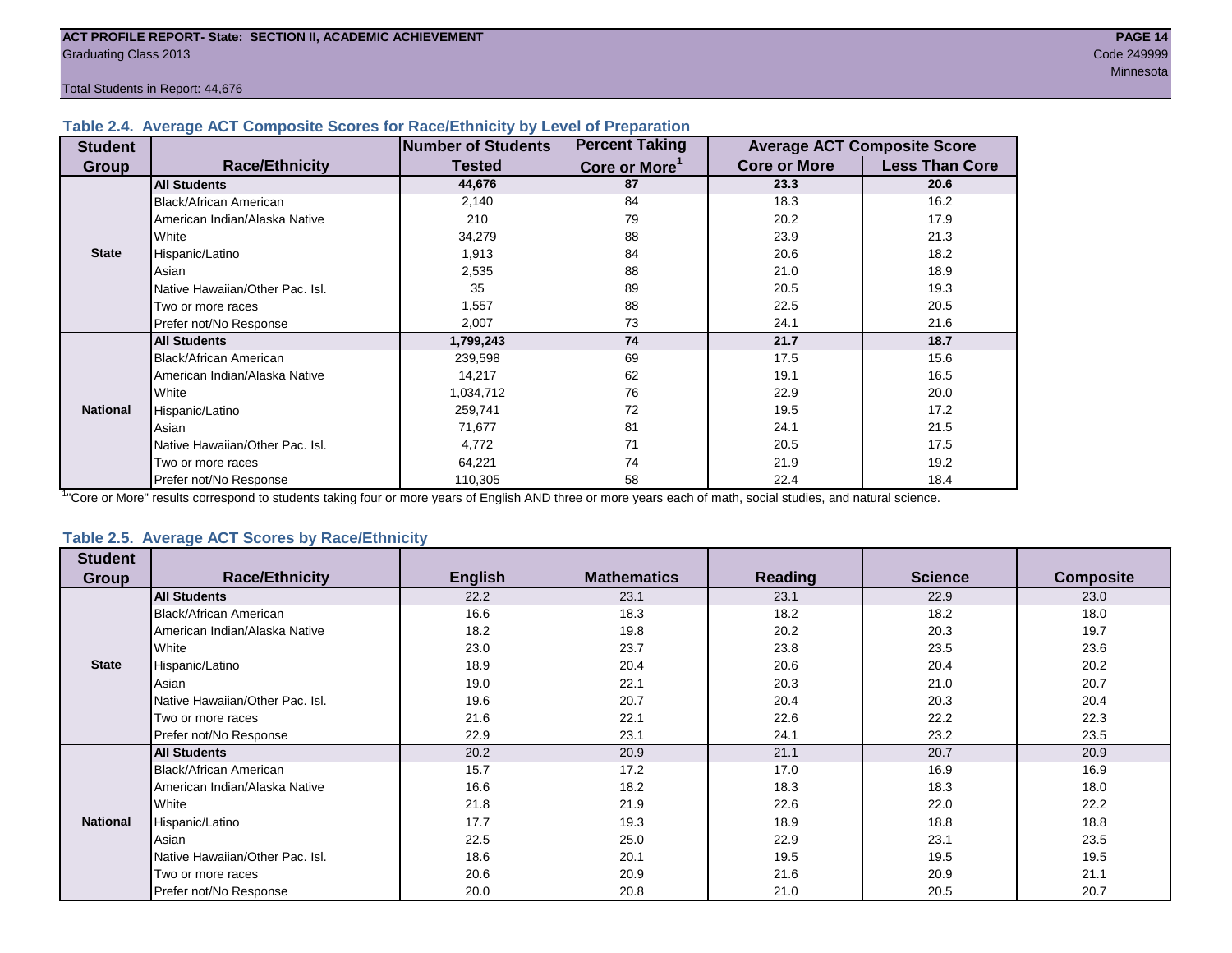ACT PROFILE REPORT- State: SECTION II, ACADEMIC ACHIEVEMENT
Graduating Class 2013
Code 249999
Minnesota

Total Students in Report: 44,676

### Table 2.4. Average ACT Composite Scores for Race/Ethnicity by Level of Preparation

| Student Group | Race/Ethnicity | Number of Students Tested | Percent Taking Core or More[1] | Average ACT Composite Score | |
|---|---|---|---|---|---|
| | | | | Core or More | Less Than Core |
| State | **All Students** | **44,676** | **87** | **23.3** | **20.6** |
| | Black/African American | 2,140 | 84 | 18.3 | 16.2 |
| | American Indian/Alaska Native | 210 | 79 | 20.2 | 17.9 |
| | White | 34,279 | 88 | 23.9 | 21.3 |
| | Hispanic/Latino | 1,913 | 84 | 20.6 | 18.2 |
| | Asian | 2,535 | 88 | 21.0 | 18.9 |
| | Native Hawaiian/Other Pac. Isl. | 35 | 89 | 20.5 | 19.3 |
| | Two or more races | 1,557 | 88 | 22.5 | 20.5 |
| | Prefer not/No Response | 2,007 | 73 | 24.1 | 21.6 |
| National | **All Students** | **1,799,243** | **74** | **21.7** | **18.7** |
| | Black/African American | 239,598 | 69 | 17.5 | 15.6 |
| | American Indian/Alaska Native | 14,217 | 62 | 19.1 | 16.5 |
| | White | 1,034,712 | 76 | 22.9 | 20.0 |
| | Hispanic/Latino | 259,741 | 72 | 19.5 | 17.2 |
| | Asian | 71,677 | 81 | 24.1 | 21.5 |
| | Native Hawaiian/Other Pac. Isl. | 4,772 | 71 | 20.5 | 17.5 |
| | Two or more races | 64,221 | 74 | 21.9 | 19.2 |
| | Prefer not/No Response | 110,305 | 58 | 22.4 | 18.4 |

[1]"Core or More" results correspond to students taking four or more years of English AND three or more years each of math, social studies, and natural science.

### Table 2.5. Average ACT Scores by Race/Ethnicity

| Student Group | Race/Ethnicity | English | Mathematics | Reading | Science | Composite |
|---|---|---|---|---|---|---|
| State | **All Students** | 22.2 | 23.1 | 23.1 | 22.9 | 23.0 |
| | Black/African American | 16.6 | 18.3 | 18.2 | 18.2 | 18.0 |
| | American Indian/Alaska Native | 18.2 | 19.8 | 20.2 | 20.3 | 19.7 |
| | White | 23.0 | 23.7 | 23.8 | 23.5 | 23.6 |
| | Hispanic/Latino | 18.9 | 20.4 | 20.6 | 20.4 | 20.2 |
| | Asian | 19.0 | 22.1 | 20.3 | 21.0 | 20.7 |
| | Native Hawaiian/Other Pac. Isl. | 19.6 | 20.7 | 20.4 | 20.3 | 20.4 |
| | Two or more races | 21.6 | 22.1 | 22.6 | 22.2 | 22.3 |
| | Prefer not/No Response | 22.9 | 23.1 | 24.1 | 23.2 | 23.5 |
| National | **All Students** | 20.2 | 20.9 | 21.1 | 20.7 | 20.9 |
| | Black/African American | 15.7 | 17.2 | 17.0 | 16.9 | 16.9 |
| | American Indian/Alaska Native | 16.6 | 18.2 | 18.3 | 18.3 | 18.0 |
| | White | 21.8 | 21.9 | 22.6 | 22.0 | 22.2 |
| | Hispanic/Latino | 17.7 | 19.3 | 18.9 | 18.8 | 18.8 |
| | Asian | 22.5 | 25.0 | 22.9 | 23.1 | 23.5 |
| | Native Hawaiian/Other Pac. Isl. | 18.6 | 20.1 | 19.5 | 19.5 | 19.5 |
| | Two or more races | 20.6 | 20.9 | 21.6 | 20.9 | 21.1 |
| | Prefer not/No Response | 20.0 | 20.8 | 21.0 | 20.5 | 20.7 |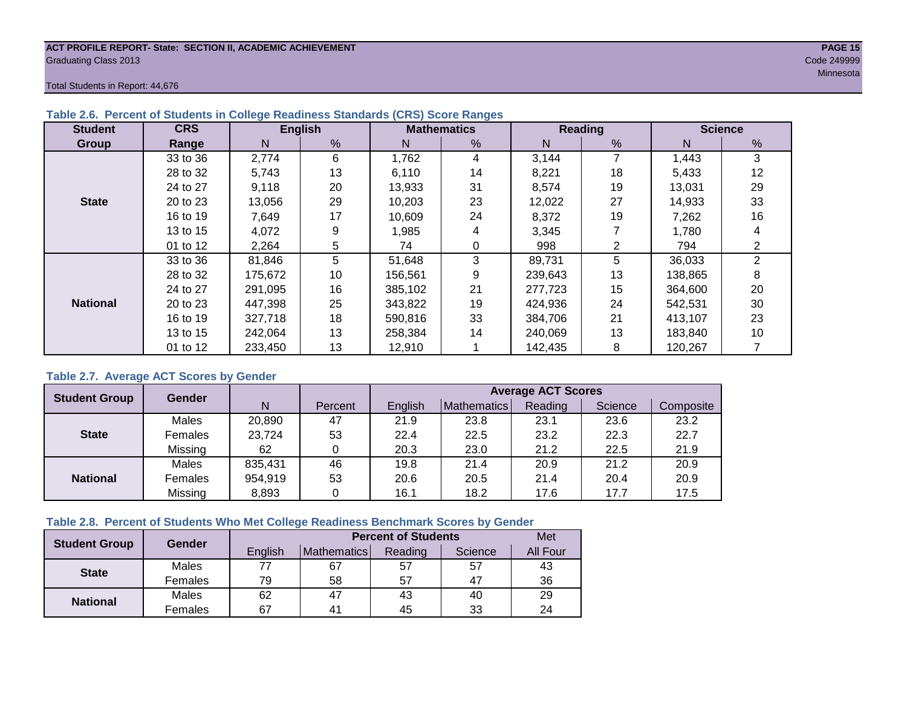ACT PROFILE REPORT- State: SECTION II, ACADEMIC ACHIEVEMENT
Graduating Class 2013

Code 249999
Minnesota

Total Students in Report: 44,676

### Table 2.6. Percent of Students in College Readiness Standards (CRS) Score Ranges

| Student Group | CRS Range | English | | Mathematics | | Reading | | Science | |
|---|---|---|---|---|---|---|---|---|---|
| | | N | % | N | % | N | % | N | % |
| State | 33 to 36 | 2,774 | 6 | 1,762 | 4 | 3,144 | 7 | 1,443 | 3 |
| | 28 to 32 | 5,743 | 13 | 6,110 | 14 | 8,221 | 18 | 5,433 | 12 |
| | 24 to 27 | 9,118 | 20 | 13,933 | 31 | 8,574 | 19 | 13,031 | 29 |
| | 20 to 23 | 13,056 | 29 | 10,203 | 23 | 12,022 | 27 | 14,933 | 33 |
| | 16 to 19 | 7,649 | 17 | 10,609 | 24 | 8,372 | 19 | 7,262 | 16 |
| | 13 to 15 | 4,072 | 9 | 1,985 | 4 | 3,345 | 7 | 1,780 | 4 |
| | 01 to 12 | 2,264 | 5 | 74 | 0 | 998 | 2 | 794 | 2 |
| National | 33 to 36 | 81,846 | 5 | 51,648 | 3 | 89,731 | 5 | 36,033 | 2 |
| | 28 to 32 | 175,672 | 10 | 156,561 | 9 | 239,643 | 13 | 138,865 | 8 |
| | 24 to 27 | 291,095 | 16 | 385,102 | 21 | 277,723 | 15 | 364,600 | 20 |
| | 20 to 23 | 447,398 | 25 | 343,822 | 19 | 424,936 | 24 | 542,531 | 30 |
| | 16 to 19 | 327,718 | 18 | 590,816 | 33 | 384,706 | 21 | 413,107 | 23 |
| | 13 to 15 | 242,064 | 13 | 258,384 | 14 | 240,069 | 13 | 183,840 | 10 |
| | 01 to 12 | 233,450 | 13 | 12,910 | 1 | 142,435 | 8 | 120,267 | 7 |

### Table 2.7. Average ACT Scores by Gender

| Student Group | Gender | N | Percent | Average ACT Scores | | | | |
|---|---|---|---|---|---|---|---|---|
| | | | | English | Mathematics | Reading | Science | Composite |
| State | Males | 20,890 | 47 | 21.9 | 23.8 | 23.1 | 23.6 | 23.2 |
| | Females | 23,724 | 53 | 22.4 | 22.5 | 23.2 | 22.3 | 22.7 |
| | Missing | 62 | 0 | 20.3 | 23.0 | 21.2 | 22.5 | 21.9 |
| National | Males | 835,431 | 46 | 19.8 | 21.4 | 20.9 | 21.2 | 20.9 |
| | Females | 954,919 | 53 | 20.6 | 20.5 | 21.4 | 20.4 | 20.9 |
| | Missing | 8,893 | 0 | 16.1 | 18.2 | 17.6 | 17.7 | 17.5 |

### Table 2.8. Percent of Students Who Met College Readiness Benchmark Scores by Gender

| Student Group | Gender | Percent of Students | | | | Met |
|---|---|---|---|---|---|---|
| | | English | Mathematics | Reading | Science | All Four |
| State | Males | 77 | 67 | 57 | 57 | 43 |
| | Females | 79 | 58 | 57 | 47 | 36 |
| National | Males | 62 | 47 | 43 | 40 | 29 |
| | Females | 67 | 41 | 45 | 33 | 24 |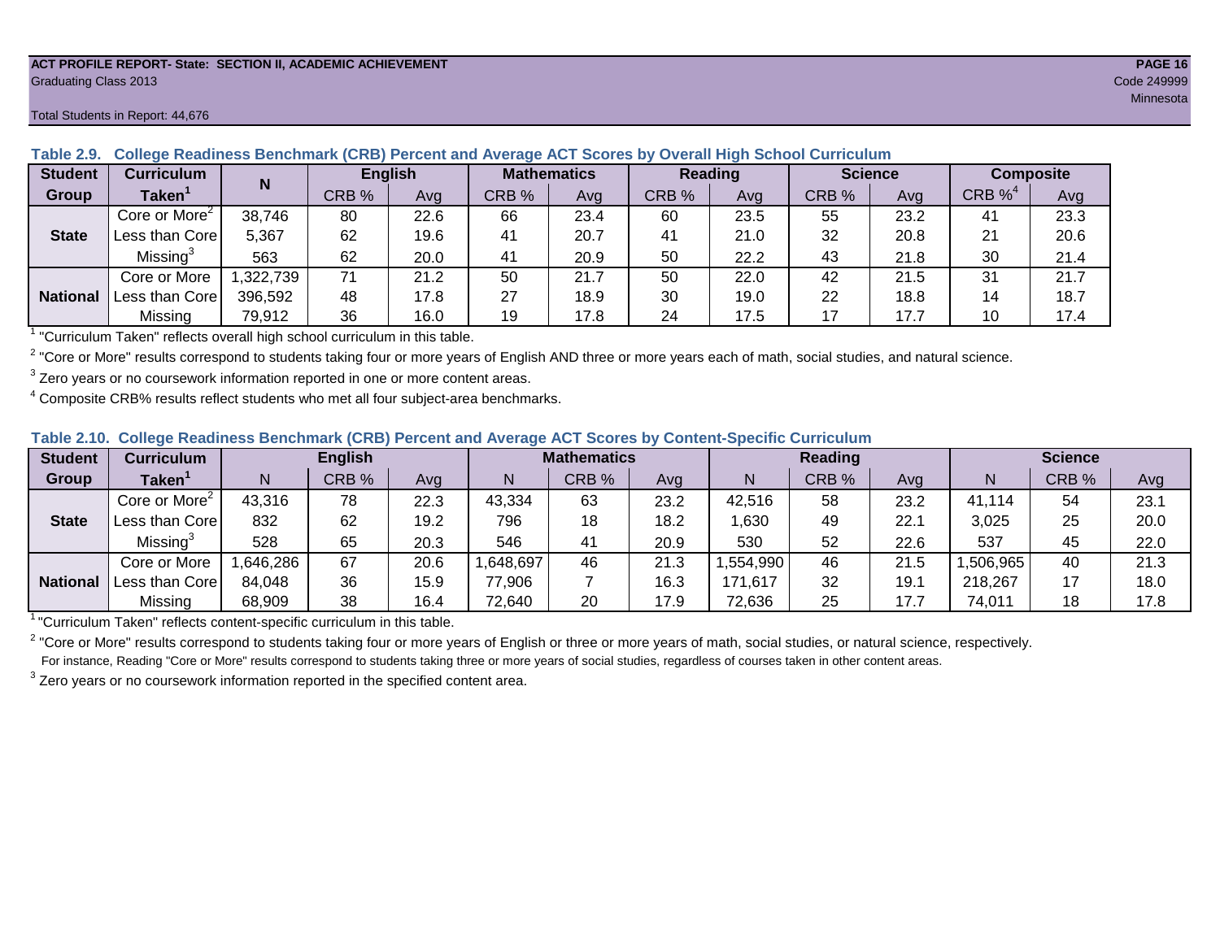ACT PROFILE REPORT- State: SECTION II, ACADEMIC ACHIEVEMENT
Graduating Class 2013
Code 249999
Minnesota

Total Students in Report: 44,676

**Table 2.9. College Readiness Benchmark (CRB) Percent and Average ACT Scores by Overall High School Curriculum**

| Student Group | Curriculum Taken[1] | N | English | | Mathematics | | Reading | | Science | | Composite | |
|---|---|---|---|---|---|---|---|---|---|---|---|---|
| | | | CRB % | Avg | CRB % | Avg | CRB % | Avg | CRB % | Avg | CRB %[4] | Avg |
| State | Core or More[2] | 38,746 | 80 | 22.6 | 66 | 23.4 | 60 | 23.5 | 55 | 23.2 | 41 | 23.3 |
| | Less than Core | 5,367 | 62 | 19.6 | 41 | 20.7 | 41 | 21.0 | 32 | 20.8 | 21 | 20.6 |
| | Missing[3] | 563 | 62 | 20.0 | 41 | 20.9 | 50 | 22.2 | 43 | 21.8 | 30 | 21.4 |
| National | Core or More | 1,322,739 | 71 | 21.2 | 50 | 21.7 | 50 | 22.0 | 42 | 21.5 | 31 | 21.7 |
| | Less than Core | 396,592 | 48 | 17.8 | 27 | 18.9 | 30 | 19.0 | 22 | 18.8 | 14 | 18.7 |
| | Missing | 79,912 | 36 | 16.0 | 19 | 17.8 | 24 | 17.5 | 17 | 17.7 | 10 | 17.4 |

[1] "Curriculum Taken" reflects overall high school curriculum in this table.

[2] "Core or More" results correspond to students taking four or more years of English AND three or more years each of math, social studies, and natural science.

[3] Zero years or no coursework information reported in one or more content areas.

[4] Composite CRB% results reflect students who met all four subject-area benchmarks.

**Table 2.10. College Readiness Benchmark (CRB) Percent and Average ACT Scores by Content-Specific Curriculum**

| Student Group | Curriculum Taken[1] | English | | | Mathematics | | | Reading | | | Science | | |
|---|---|---|---|---|---|---|---|---|---|---|---|---|---|
| | | N | CRB % | Avg | N | CRB % | Avg | N | CRB % | Avg | N | CRB % | Avg |
| State | Core or More[2] | 43,316 | 78 | 22.3 | 43,334 | 63 | 23.2 | 42,516 | 58 | 23.2 | 41,114 | 54 | 23.1 |
| | Less than Core | 832 | 62 | 19.2 | 796 | 18 | 18.2 | 1,630 | 49 | 22.1 | 3,025 | 25 | 20.0 |
| | Missing[3] | 528 | 65 | 20.3 | 546 | 41 | 20.9 | 530 | 52 | 22.6 | 537 | 45 | 22.0 |
| National | Core or More | 1,646,286 | 67 | 20.6 | 1,648,697 | 46 | 21.3 | 1,554,990 | 46 | 21.5 | 1,506,965 | 40 | 21.3 |
| | Less than Core | 84,048 | 36 | 15.9 | 77,906 | 7 | 16.3 | 171,617 | 32 | 19.1 | 218,267 | 17 | 18.0 |
| | Missing | 68,909 | 38 | 16.4 | 72,640 | 20 | 17.9 | 72,636 | 25 | 17.7 | 74,011 | 18 | 17.8 |

[1] "Curriculum Taken" reflects content-specific curriculum in this table.

[2] "Core or More" results correspond to students taking four or more years of English or three or more years of math, social studies, or natural science, respectively.
For instance, Reading "Core or More" results correspond to students taking three or more years of social studies, regardless of courses taken in other content areas.

[3] Zero years or no coursework information reported in the specified content area.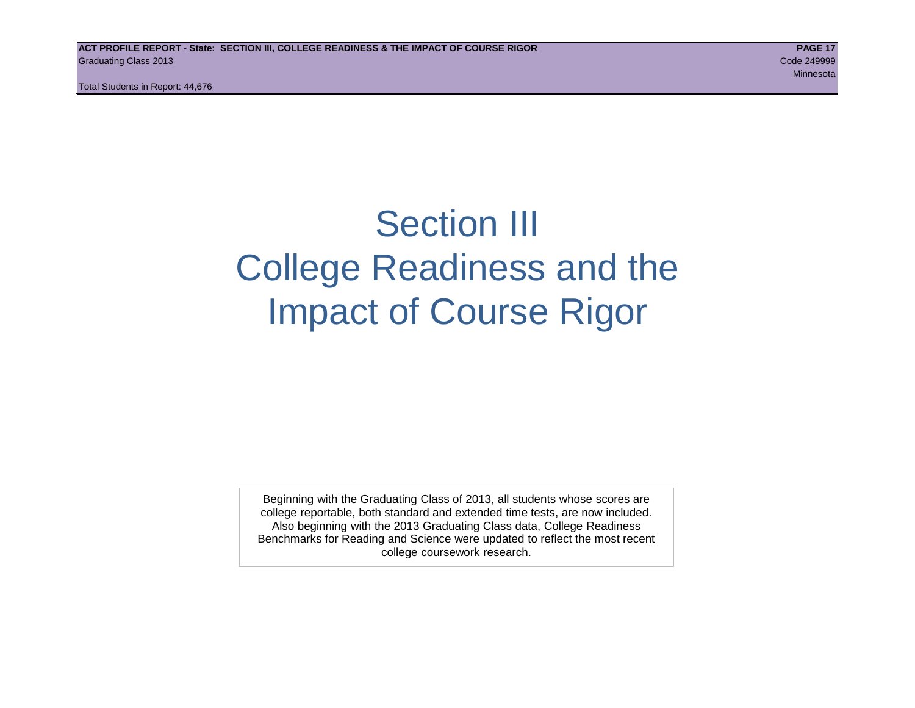# Section III
# College Readiness and the Impact of Course Rigor

Beginning with the Graduating Class of 2013, all students whose scores are college reportable, both standard and extended time tests, are now included. Also beginning with the 2013 Graduating Class data, College Readiness Benchmarks for Reading and Science were updated to reflect the most recent college coursework research.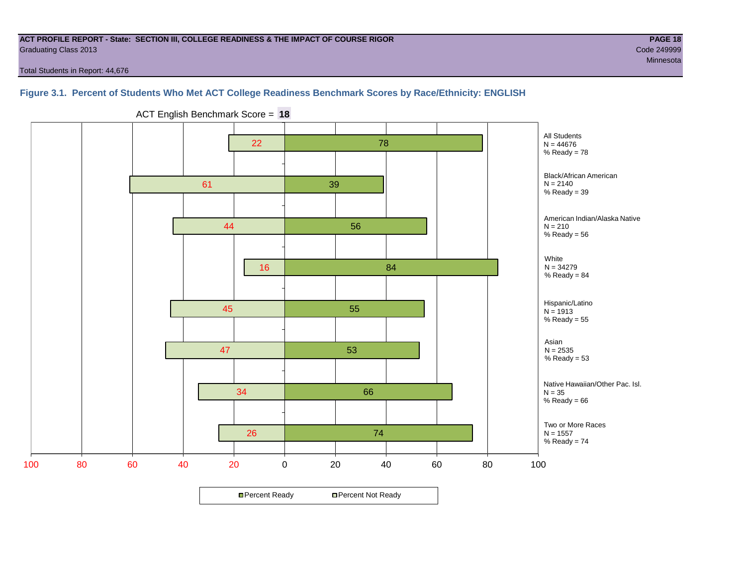**ACT PROFILE REPORT - State: SECTION III, COLLEGE READINESS & THE IMPACT OF COURSE RIGOR**
Graduating Class 2013
Code 249999
Minnesota

Total Students in Report: 44,676

### Figure 3.1. Percent of Students Who Met ACT College Readiness Benchmark Scores by Race/Ethnicity: ENGLISH

ACT English Benchmark Score = **18**

| Group | N | Percent Not Ready | Percent Ready |
|---|---|---|---|
| All Students | 44676 | 22 | 78 |
| Black/African American | 2140 | 61 | 39 |
| American Indian/Alaska Native | 210 | 44 | 56 |
| White | 34279 | 16 | 84 |
| Hispanic/Latino | 1913 | 45 | 55 |
| Asian | 2535 | 47 | 53 |
| Native Hawaiian/Other Pac. Isl. | 35 | 34 | 66 |
| Two or More Races | 1557 | 26 | 74 |

Percent Ready | Percent Not Ready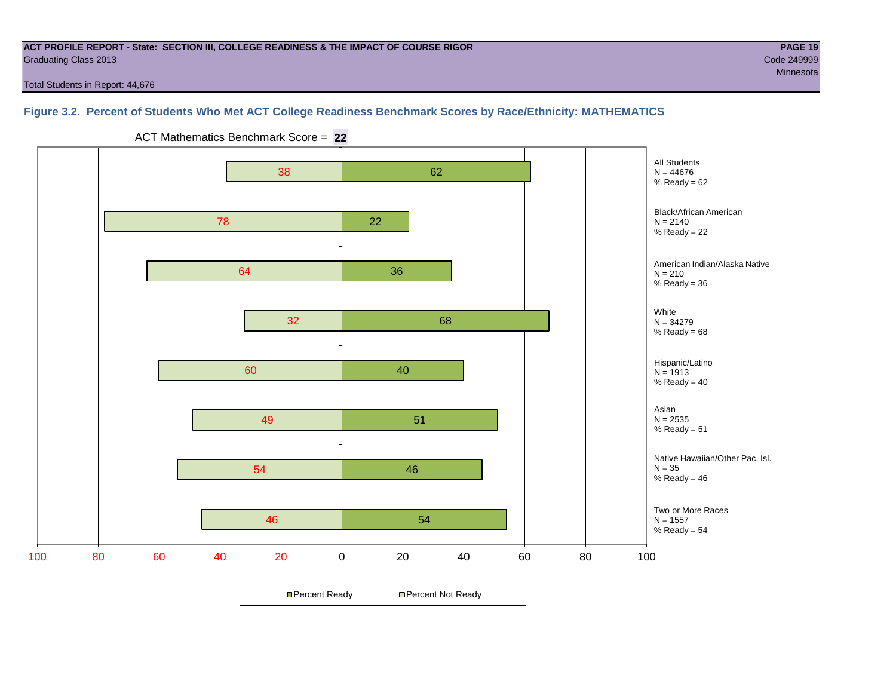**ACT PROFILE REPORT - State: SECTION III, COLLEGE READINESS & THE IMPACT OF COURSE RIGOR**
Graduating Class 2013
Code 249999
Minnesota

Total Students in Report: 44,676

## Figure 3.2. Percent of Students Who Met ACT College Readiness Benchmark Scores by Race/Ethnicity: MATHEMATICS

ACT Mathematics Benchmark Score = **22**

| Group | N | Percent Not Ready | Percent Ready |
|---|---|---|---|
| All Students | 44676 | 38 | 62 |
| Black/African American | 2140 | 78 | 22 |
| American Indian/Alaska Native | 210 | 64 | 36 |
| White | 34279 | 32 | 68 |
| Hispanic/Latino | 1913 | 60 | 40 |
| Asian | 2535 | 49 | 51 |
| Native Hawaiian/Other Pac. Isl. | 35 | 54 | 46 |
| Two or More Races | 1557 | 46 | 54 |

Percent Ready / Percent Not Ready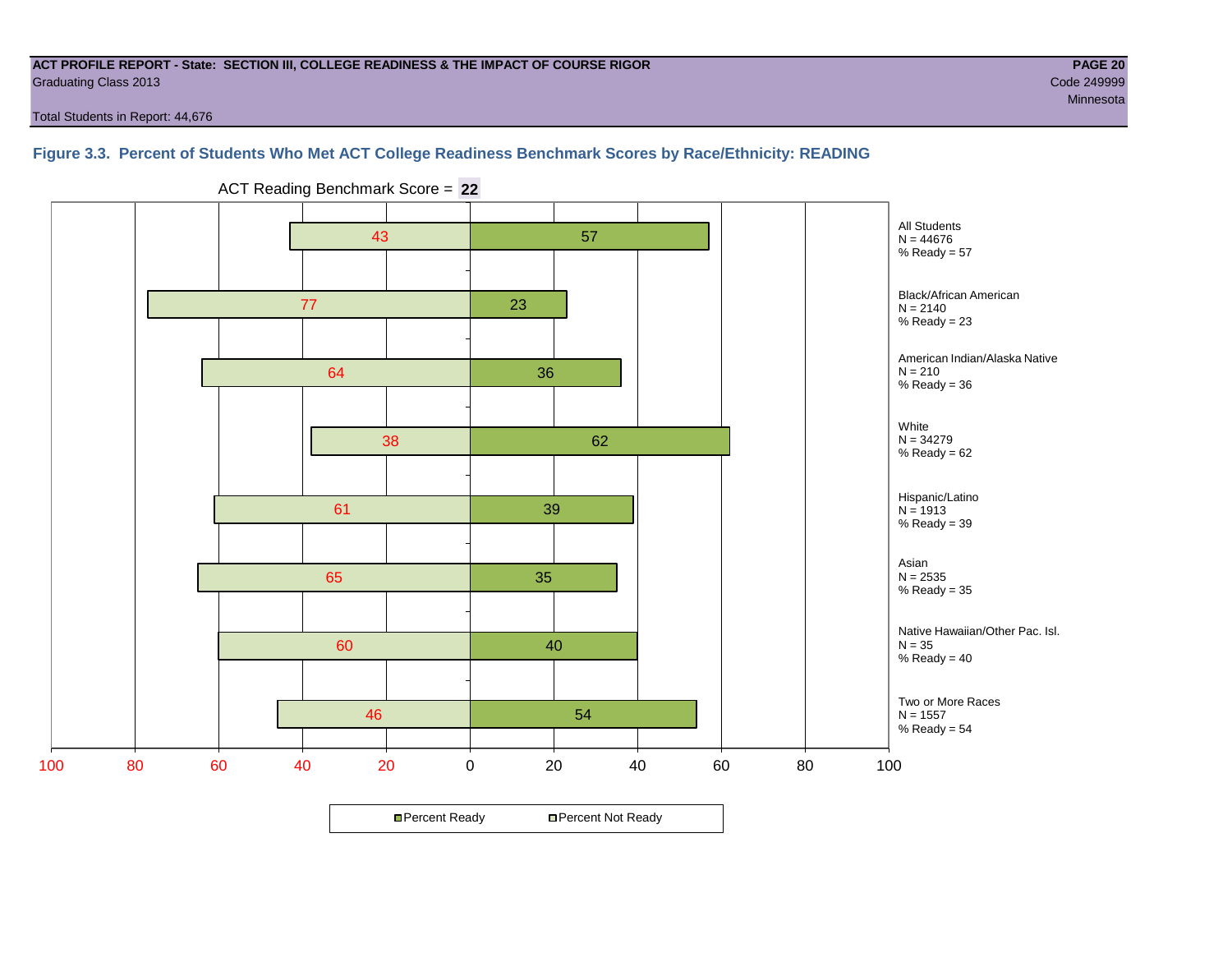**ACT PROFILE REPORT - State: SECTION III, COLLEGE READINESS & THE IMPACT OF COURSE RIGOR**
Graduating Class 2013

Code 249999
Minnesota

Total Students in Report: 44,676

### Figure 3.3. Percent of Students Who Met ACT College Readiness Benchmark Scores by Race/Ethnicity: READING

ACT Reading Benchmark Score = **22**

| Group | N | Percent Not Ready | Percent Ready |
|---|---|---|---|
| All Students | 44676 | 43 | 57 |
| Black/African American | 2140 | 77 | 23 |
| American Indian/Alaska Native | 210 | 64 | 36 |
| White | 34279 | 38 | 62 |
| Hispanic/Latino | 1913 | 61 | 39 |
| Asian | 2535 | 65 | 35 |
| Native Hawaiian/Other Pac. Isl. | 35 | 60 | 40 |
| Two or More Races | 1557 | 46 | 54 |

■ Percent Ready □ Percent Not Ready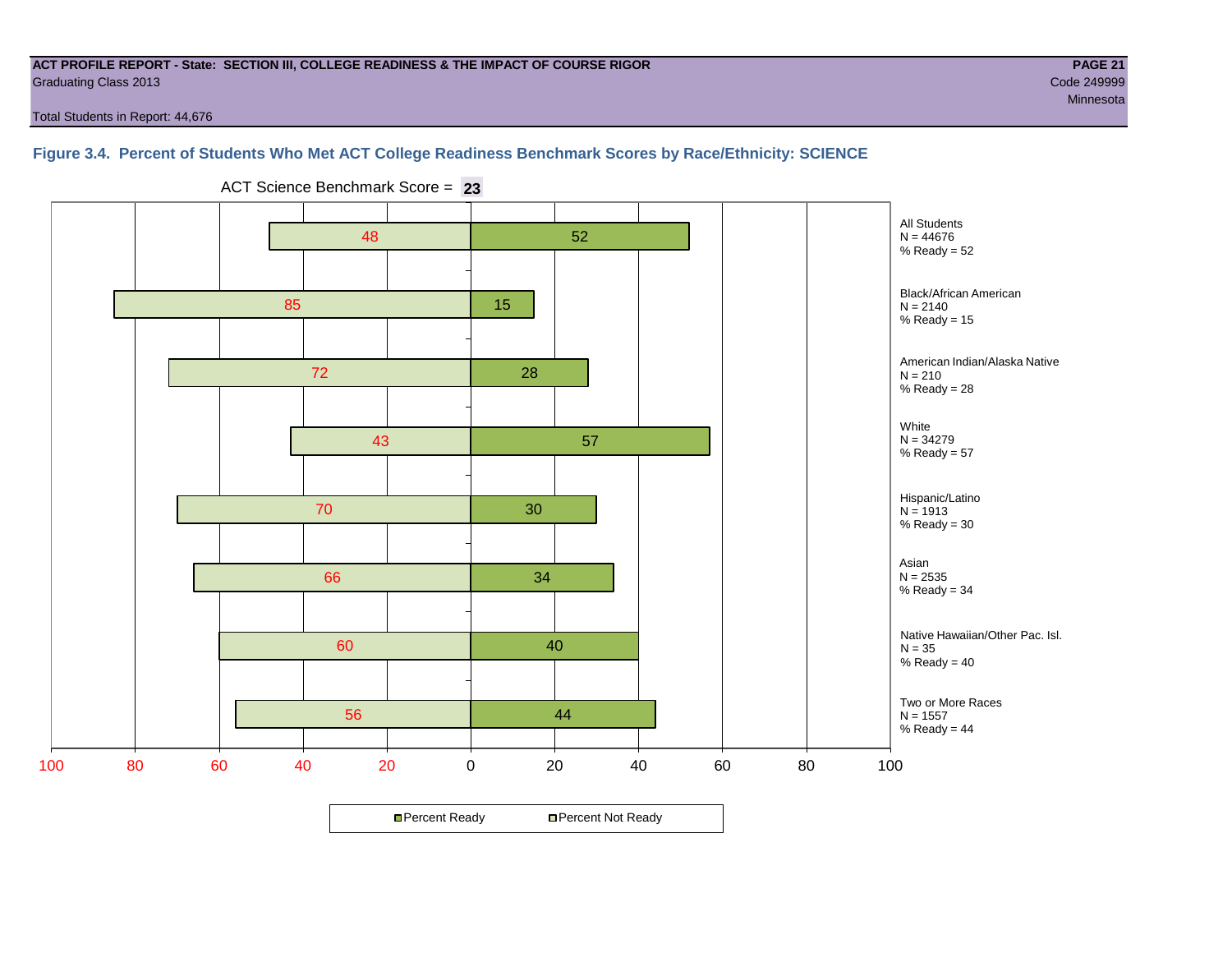**ACT PROFILE REPORT - State: SECTION III, COLLEGE READINESS & THE IMPACT OF COURSE RIGOR**
Graduating Class 2013
Code 249999
Minnesota

Total Students in Report: 44,676

### Figure 3.4. Percent of Students Who Met ACT College Readiness Benchmark Scores by Race/Ethnicity: SCIENCE

ACT Science Benchmark Score = **23**

| Group | N | Percent Not Ready | Percent Ready |
|---|---|---|---|
| All Students | 44676 | 48 | 52 |
| Black/African American | 2140 | 85 | 15 |
| American Indian/Alaska Native | 210 | 72 | 28 |
| White | 34279 | 43 | 57 |
| Hispanic/Latino | 1913 | 70 | 30 |
| Asian | 2535 | 66 | 34 |
| Native Hawaiian/Other Pac. Isl. | 35 | 60 | 40 |
| Two or More Races | 1557 | 56 | 44 |

Percent Ready | Percent Not Ready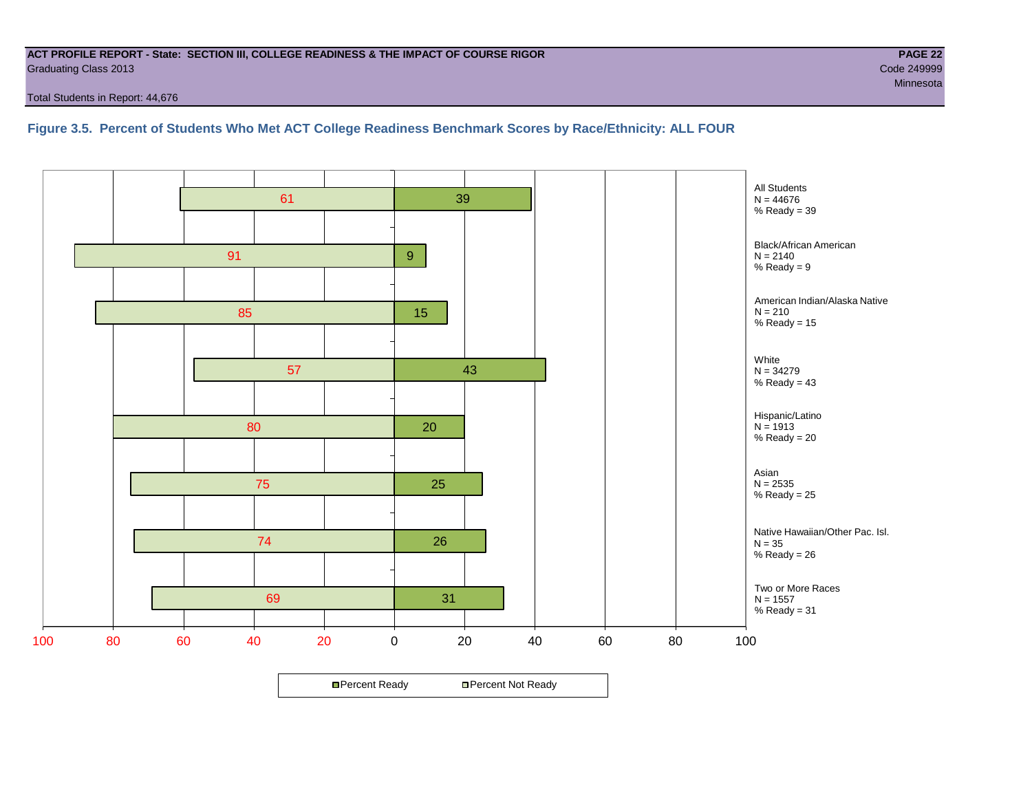**ACT PROFILE REPORT - State: SECTION III, COLLEGE READINESS & THE IMPACT OF COURSE RIGOR**
Graduating Class 2013
Code 249999
Minnesota

Total Students in Report: 44,676

### Figure 3.5. Percent of Students Who Met ACT College Readiness Benchmark Scores by Race/Ethnicity: ALL FOUR

| Group | N | Percent Not Ready | Percent Ready |
|---|---|---|---|
| All Students | 44676 | 61 | 39 |
| Black/African American | 2140 | 91 | 9 |
| American Indian/Alaska Native | 210 | 85 | 15 |
| White | 34279 | 57 | 43 |
| Hispanic/Latino | 1913 | 80 | 20 |
| Asian | 2535 | 75 | 25 |
| Native Hawaiian/Other Pac. Isl. | 35 | 74 | 26 |
| Two or More Races | 1557 | 69 | 31 |

Percent Ready / Percent Not Ready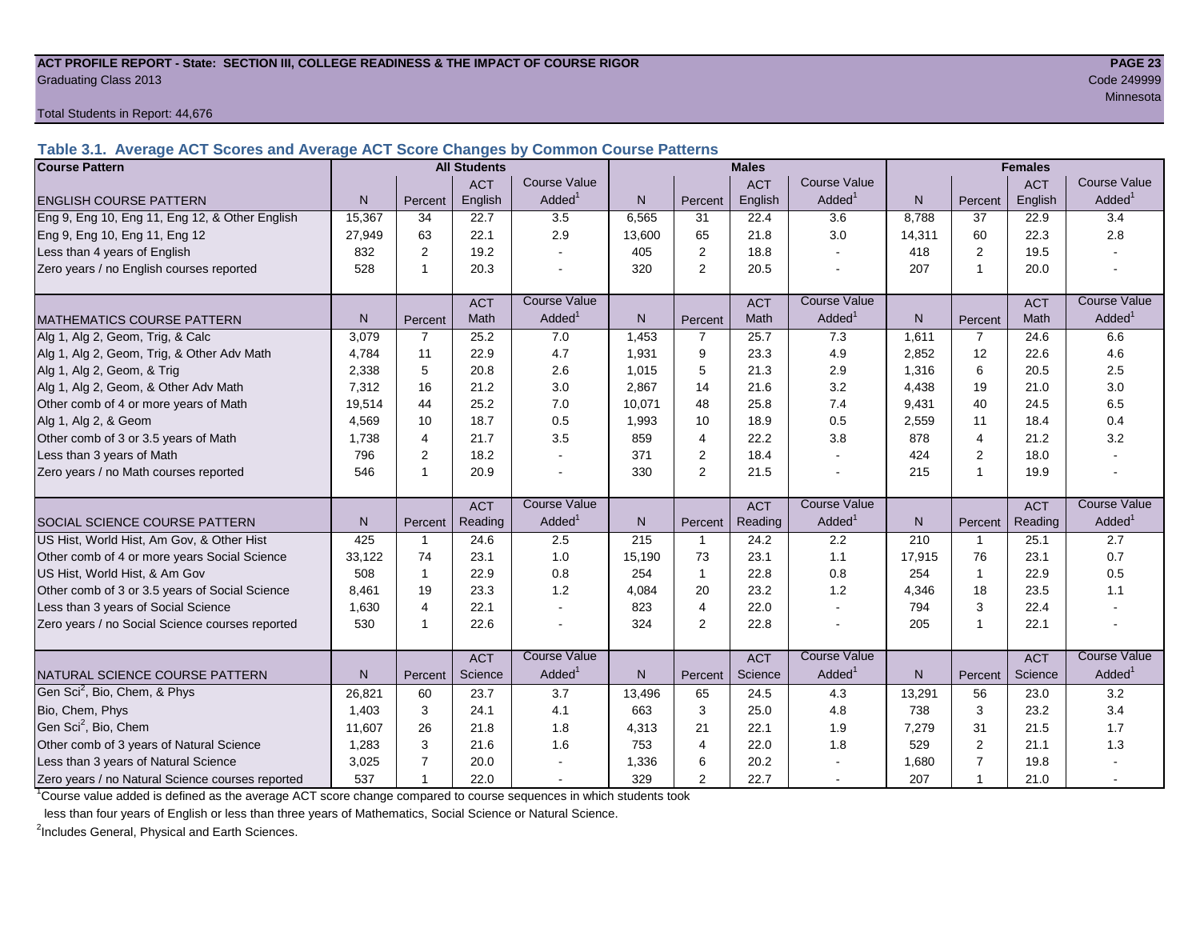**ACT PROFILE REPORT - State: SECTION III, COLLEGE READINESS & THE IMPACT OF COURSE RIGOR**
Graduating Class 2013

Code 249999
Minnesota

Total Students in Report: 44,676

### Table 3.1. Average ACT Scores and Average ACT Score Changes by Common Course Patterns

| Course Pattern | All Students | | | | Males | | | | Females | | | |
|---|---|---|---|---|---|---|---|---|---|---|---|---|
| ENGLISH COURSE PATTERN | N | Percent | ACT English | Course Value Added[1] | N | Percent | ACT English | Course Value Added[1] | N | Percent | ACT English | Course Value Added[1] |
| Eng 9, Eng 10, Eng 11, Eng 12, & Other English | 15,367 | 34 | 22.7 | 3.5 | 6,565 | 31 | 22.4 | 3.6 | 8,788 | 37 | 22.9 | 3.4 |
| Eng 9, Eng 10, Eng 11, Eng 12 | 27,949 | 63 | 22.1 | 2.9 | 13,600 | 65 | 21.8 | 3.0 | 14,311 | 60 | 22.3 | 2.8 |
| Less than 4 years of English | 832 | 2 | 19.2 | - | 405 | 2 | 18.8 | - | 418 | 2 | 19.5 | - |
| Zero years / no English courses reported | 528 | 1 | 20.3 | - | 320 | 2 | 20.5 | - | 207 | 1 | 20.0 | - |
| MATHEMATICS COURSE PATTERN | N | Percent | ACT Math | Course Value Added[1] | N | Percent | ACT Math | Course Value Added[1] | N | Percent | ACT Math | Course Value Added[1] |
| Alg 1, Alg 2, Geom, Trig, & Calc | 3,079 | 7 | 25.2 | 7.0 | 1,453 | 7 | 25.7 | 7.3 | 1,611 | 7 | 24.6 | 6.6 |
| Alg 1, Alg 2, Geom, Trig, & Other Adv Math | 4,784 | 11 | 22.9 | 4.7 | 1,931 | 9 | 23.3 | 4.9 | 2,852 | 12 | 22.6 | 4.6 |
| Alg 1, Alg 2, Geom, & Trig | 2,338 | 5 | 20.8 | 2.6 | 1,015 | 5 | 21.3 | 2.9 | 1,316 | 6 | 20.5 | 2.5 |
| Alg 1, Alg 2, Geom, & Other Adv Math | 7,312 | 16 | 21.2 | 3.0 | 2,867 | 14 | 21.6 | 3.2 | 4,438 | 19 | 21.0 | 3.0 |
| Other comb of 4 or more years of Math | 19,514 | 44 | 25.2 | 7.0 | 10,071 | 48 | 25.8 | 7.4 | 9,431 | 40 | 24.5 | 6.5 |
| Alg 1, Alg 2, & Geom | 4,569 | 10 | 18.7 | 0.5 | 1,993 | 10 | 18.9 | 0.5 | 2,559 | 11 | 18.4 | 0.4 |
| Other comb of 3 or 3.5 years of Math | 1,738 | 4 | 21.7 | 3.5 | 859 | 4 | 22.2 | 3.8 | 878 | 4 | 21.2 | 3.2 |
| Less than 3 years of Math | 796 | 2 | 18.2 | - | 371 | 2 | 18.4 | - | 424 | 2 | 18.0 | - |
| Zero years / no Math courses reported | 546 | 1 | 20.9 | - | 330 | 2 | 21.5 | - | 215 | 1 | 19.9 | - |
| SOCIAL SCIENCE COURSE PATTERN | N | Percent | ACT Reading | Course Value Added[1] | N | Percent | ACT Reading | Course Value Added[1] | N | Percent | ACT Reading | Course Value Added[1] |
| US Hist, World Hist, Am Gov, & Other Hist | 425 | 1 | 24.6 | 2.5 | 215 | 1 | 24.2 | 2.2 | 210 | 1 | 25.1 | 2.7 |
| Other comb of 4 or more years Social Science | 33,122 | 74 | 23.1 | 1.0 | 15,190 | 73 | 23.1 | 1.1 | 17,915 | 76 | 23.1 | 0.7 |
| US Hist, World Hist, & Am Gov | 508 | 1 | 22.9 | 0.8 | 254 | 1 | 22.8 | 0.8 | 254 | 1 | 22.9 | 0.5 |
| Other comb of 3 or 3.5 years of Social Science | 8,461 | 19 | 23.3 | 1.2 | 4,084 | 20 | 23.2 | 1.2 | 4,346 | 18 | 23.5 | 1.1 |
| Less than 3 years of Social Science | 1,630 | 4 | 22.1 | - | 823 | 4 | 22.0 | - | 794 | 3 | 22.4 | - |
| Zero years / no Social Science courses reported | 530 | 1 | 22.6 | - | 324 | 2 | 22.8 | - | 205 | 1 | 22.1 | - |
| NATURAL SCIENCE COURSE PATTERN | N | Percent | ACT Science | Course Value Added[1] | N | Percent | ACT Science | Course Value Added[1] | N | Percent | ACT Science | Course Value Added[1] |
| Gen Sci[2], Bio, Chem, & Phys | 26,821 | 60 | 23.7 | 3.7 | 13,496 | 65 | 24.5 | 4.3 | 13,291 | 56 | 23.0 | 3.2 |
| Bio, Chem, Phys | 1,403 | 3 | 24.1 | 4.1 | 663 | 3 | 25.0 | 4.8 | 738 | 3 | 23.2 | 3.4 |
| Gen Sci[2], Bio, Chem | 11,607 | 26 | 21.8 | 1.8 | 4,313 | 21 | 22.1 | 1.9 | 7,279 | 31 | 21.5 | 1.7 |
| Other comb of 3 years of Natural Science | 1,283 | 3 | 21.6 | 1.6 | 753 | 4 | 22.0 | 1.8 | 529 | 2 | 21.1 | 1.3 |
| Less than 3 years of Natural Science | 3,025 | 7 | 20.0 | - | 1,336 | 6 | 20.2 | - | 1,680 | 7 | 19.8 | - |
| Zero years / no Natural Science courses reported | 537 | 1 | 22.0 | - | 329 | 2 | 22.7 | - | 207 | 1 | 21.0 | - |

[1] Course value added is defined as the average ACT score change compared to course sequences in which students took less than four years of English or less than three years of Mathematics, Social Science or Natural Science.

[2] Includes General, Physical and Earth Sciences.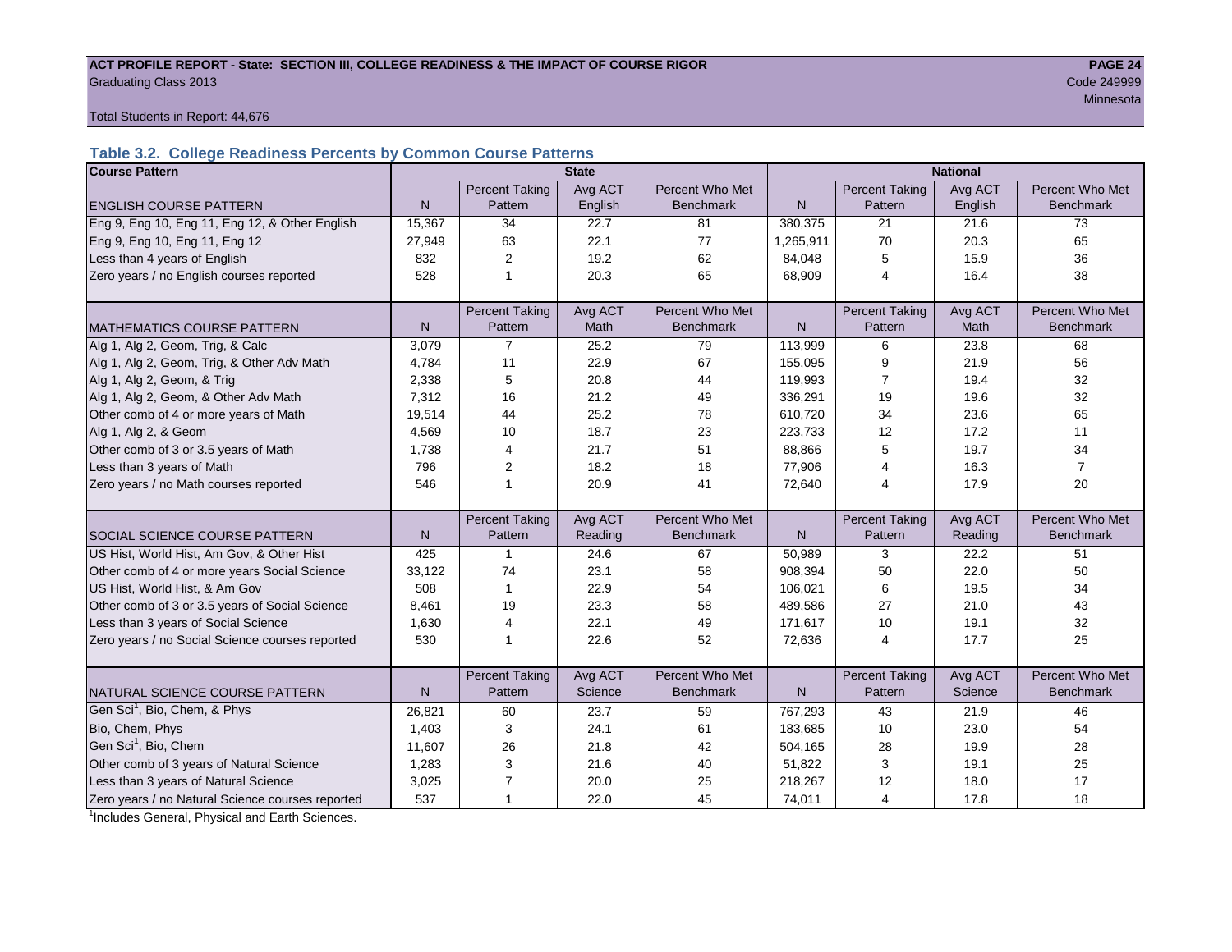**ACT PROFILE REPORT - State: SECTION III, COLLEGE READINESS & THE IMPACT OF COURSE RIGOR**

Graduating Class 2013

Code 249999

Minnesota

Total Students in Report: 44,676

### Table 3.2. College Readiness Percents by Common Course Patterns

| Course Pattern | State | | | | National | | | |
|---|---|---|---|---|---|---|---|---|
| ENGLISH COURSE PATTERN | N | Percent Taking Pattern | Avg ACT English | Percent Who Met Benchmark | N | Percent Taking Pattern | Avg ACT English | Percent Who Met Benchmark |
| Eng 9, Eng 10, Eng 11, Eng 12, & Other English | 15,367 | 34 | 22.7 | 81 | 380,375 | 21 | 21.6 | 73 |
| Eng 9, Eng 10, Eng 11, Eng 12 | 27,949 | 63 | 22.1 | 77 | 1,265,911 | 70 | 20.3 | 65 |
| Less than 4 years of English | 832 | 2 | 19.2 | 62 | 84,048 | 5 | 15.9 | 36 |
| Zero years / no English courses reported | 528 | 1 | 20.3 | 65 | 68,909 | 4 | 16.4 | 38 |
| MATHEMATICS COURSE PATTERN | N | Percent Taking Pattern | Avg ACT Math | Percent Who Met Benchmark | N | Percent Taking Pattern | Avg ACT Math | Percent Who Met Benchmark |
| Alg 1, Alg 2, Geom, Trig, & Calc | 3,079 | 7 | 25.2 | 79 | 113,999 | 6 | 23.8 | 68 |
| Alg 1, Alg 2, Geom, Trig, & Other Adv Math | 4,784 | 11 | 22.9 | 67 | 155,095 | 9 | 21.9 | 56 |
| Alg 1, Alg 2, Geom, & Trig | 2,338 | 5 | 20.8 | 44 | 119,993 | 7 | 19.4 | 32 |
| Alg 1, Alg 2, Geom, & Other Adv Math | 7,312 | 16 | 21.2 | 49 | 336,291 | 19 | 19.6 | 32 |
| Other comb of 4 or more years of Math | 19,514 | 44 | 25.2 | 78 | 610,720 | 34 | 23.6 | 65 |
| Alg 1, Alg 2, & Geom | 4,569 | 10 | 18.7 | 23 | 223,733 | 12 | 17.2 | 11 |
| Other comb of 3 or 3.5 years of Math | 1,738 | 4 | 21.7 | 51 | 88,866 | 5 | 19.7 | 34 |
| Less than 3 years of Math | 796 | 2 | 18.2 | 18 | 77,906 | 4 | 16.3 | 7 |
| Zero years / no Math courses reported | 546 | 1 | 20.9 | 41 | 72,640 | 4 | 17.9 | 20 |
| SOCIAL SCIENCE COURSE PATTERN | N | Percent Taking Pattern | Avg ACT Reading | Percent Who Met Benchmark | N | Percent Taking Pattern | Avg ACT Reading | Percent Who Met Benchmark |
| US Hist, World Hist, Am Gov, & Other Hist | 425 | 1 | 24.6 | 67 | 50,989 | 3 | 22.2 | 51 |
| Other comb of 4 or more years Social Science | 33,122 | 74 | 23.1 | 58 | 908,394 | 50 | 22.0 | 50 |
| US Hist, World Hist, & Am Gov | 508 | 1 | 22.9 | 54 | 106,021 | 6 | 19.5 | 34 |
| Other comb of 3 or 3.5 years of Social Science | 8,461 | 19 | 23.3 | 58 | 489,586 | 27 | 21.0 | 43 |
| Less than 3 years of Social Science | 1,630 | 4 | 22.1 | 49 | 171,617 | 10 | 19.1 | 32 |
| Zero years / no Social Science courses reported | 530 | 1 | 22.6 | 52 | 72,636 | 4 | 17.7 | 25 |
| NATURAL SCIENCE COURSE PATTERN | N | Percent Taking Pattern | Avg ACT Science | Percent Who Met Benchmark | N | Percent Taking Pattern | Avg ACT Science | Percent Who Met Benchmark |
| Gen Sci[1], Bio, Chem, & Phys | 26,821 | 60 | 23.7 | 59 | 767,293 | 43 | 21.9 | 46 |
| Bio, Chem, Phys | 1,403 | 3 | 24.1 | 61 | 183,685 | 10 | 23.0 | 54 |
| Gen Sci[1], Bio, Chem | 11,607 | 26 | 21.8 | 42 | 504,165 | 28 | 19.9 | 28 |
| Other comb of 3 years of Natural Science | 1,283 | 3 | 21.6 | 40 | 51,822 | 3 | 19.1 | 25 |
| Less than 3 years of Natural Science | 3,025 | 7 | 20.0 | 25 | 218,267 | 12 | 18.0 | 17 |
| Zero years / no Natural Science courses reported | 537 | 1 | 22.0 | 45 | 74,011 | 4 | 17.8 | 18 |

[1]Includes General, Physical and Earth Sciences.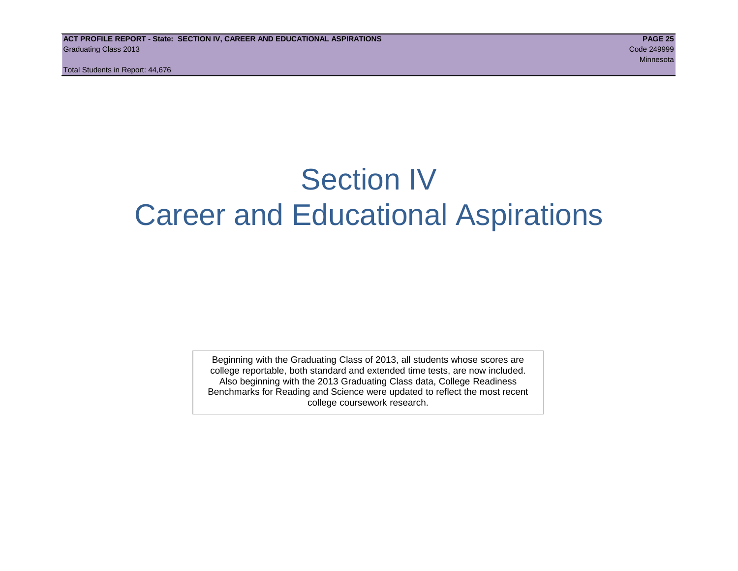# Section IV
# Career and Educational Aspirations

Beginning with the Graduating Class of 2013, all students whose scores are college reportable, both standard and extended time tests, are now included. Also beginning with the 2013 Graduating Class data, College Readiness Benchmarks for Reading and Science were updated to reflect the most recent college coursework research.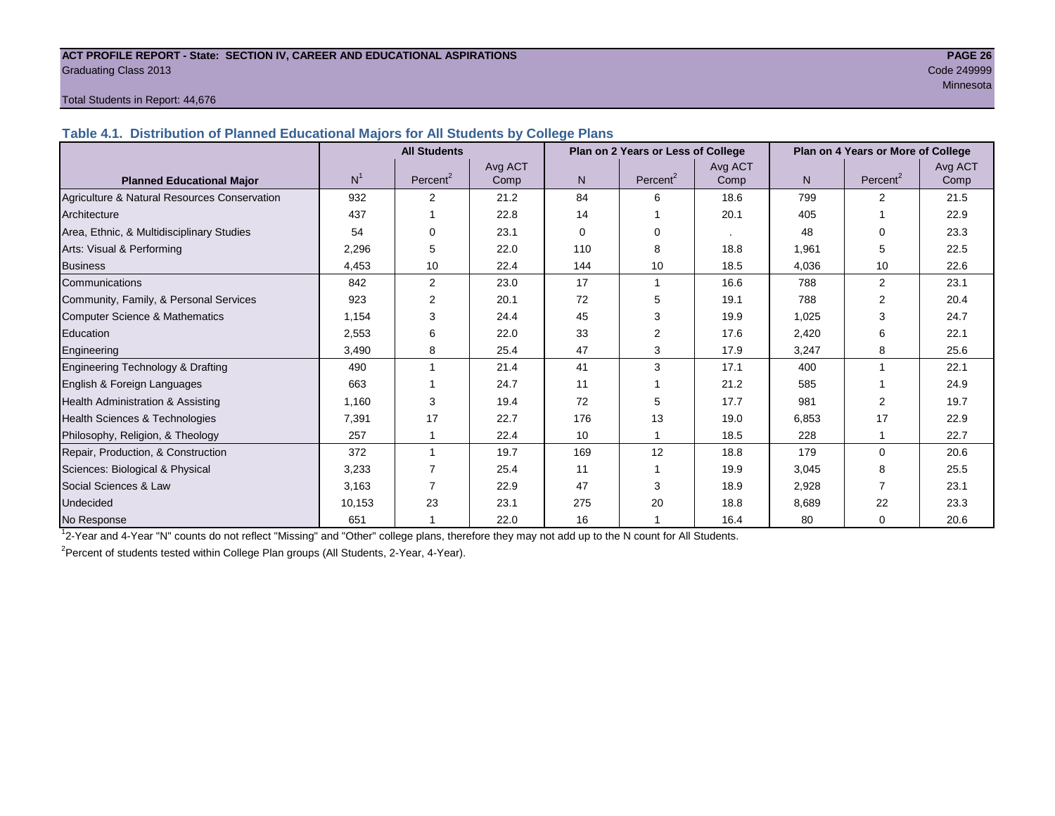**ACT PROFILE REPORT - State: SECTION IV, CAREER AND EDUCATIONAL ASPIRATIONS**
Graduating Class 2013
Code 249999
Minnesota

Total Students in Report: 44,676

### Table 4.1. Distribution of Planned Educational Majors for All Students by College Plans

| | All Students | | | Plan on 2 Years or Less of College | | | Plan on 4 Years or More of College | | |
|---|---|---|---|---|---|---|---|---|---|
| Planned Educational Major | N[1] | Percent[2] | Avg ACT Comp | N | Percent[2] | Avg ACT Comp | N | Percent[2] | Avg ACT Comp |
| Agriculture & Natural Resources Conservation | 932 | 2 | 21.2 | 84 | 6 | 18.6 | 799 | 2 | 21.5 |
| Architecture | 437 | 1 | 22.8 | 14 | 1 | 20.1 | 405 | 1 | 22.9 |
| Area, Ethnic, & Multidisciplinary Studies | 54 | 0 | 23.1 | 0 | 0 | . | 48 | 0 | 23.3 |
| Arts: Visual & Performing | 2,296 | 5 | 22.0 | 110 | 8 | 18.8 | 1,961 | 5 | 22.5 |
| Business | 4,453 | 10 | 22.4 | 144 | 10 | 18.5 | 4,036 | 10 | 22.6 |
| Communications | 842 | 2 | 23.0 | 17 | 1 | 16.6 | 788 | 2 | 23.1 |
| Community, Family, & Personal Services | 923 | 2 | 20.1 | 72 | 5 | 19.1 | 788 | 2 | 20.4 |
| Computer Science & Mathematics | 1,154 | 3 | 24.4 | 45 | 3 | 19.9 | 1,025 | 3 | 24.7 |
| Education | 2,553 | 6 | 22.0 | 33 | 2 | 17.6 | 2,420 | 6 | 22.1 |
| Engineering | 3,490 | 8 | 25.4 | 47 | 3 | 17.9 | 3,247 | 8 | 25.6 |
| Engineering Technology & Drafting | 490 | 1 | 21.4 | 41 | 3 | 17.1 | 400 | 1 | 22.1 |
| English & Foreign Languages | 663 | 1 | 24.7 | 11 | 1 | 21.2 | 585 | 1 | 24.9 |
| Health Administration & Assisting | 1,160 | 3 | 19.4 | 72 | 5 | 17.7 | 981 | 2 | 19.7 |
| Health Sciences & Technologies | 7,391 | 17 | 22.7 | 176 | 13 | 19.0 | 6,853 | 17 | 22.9 |
| Philosophy, Religion, & Theology | 257 | 1 | 22.4 | 10 | 1 | 18.5 | 228 | 1 | 22.7 |
| Repair, Production, & Construction | 372 | 1 | 19.7 | 169 | 12 | 18.8 | 179 | 0 | 20.6 |
| Sciences: Biological & Physical | 3,233 | 7 | 25.4 | 11 | 1 | 19.9 | 3,045 | 8 | 25.5 |
| Social Sciences & Law | 3,163 | 7 | 22.9 | 47 | 3 | 18.9 | 2,928 | 7 | 23.1 |
| Undecided | 10,153 | 23 | 23.1 | 275 | 20 | 18.8 | 8,689 | 22 | 23.3 |
| No Response | 651 | 1 | 22.0 | 16 | 1 | 16.4 | 80 | 0 | 20.6 |

[1]2-Year and 4-Year "N" counts do not reflect "Missing" and "Other" college plans, therefore they may not add up to the N count for All Students.

[2]Percent of students tested within College Plan groups (All Students, 2-Year, 4-Year).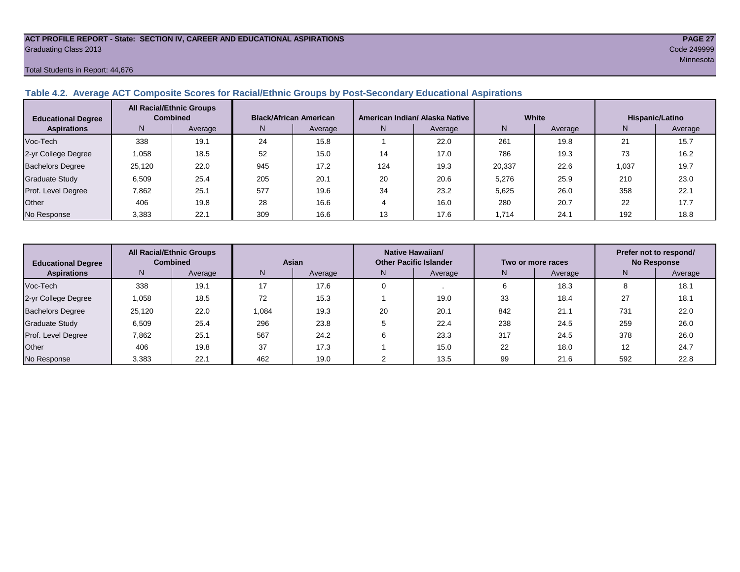ACT PROFILE REPORT - State: SECTION IV, CAREER AND EDUCATIONAL ASPIRATIONS
Graduating Class 2013
Code 249999
Minnesota
Total Students in Report: 44,676

### Table 4.2. Average ACT Composite Scores for Racial/Ethnic Groups by Post-Secondary Educational Aspirations

| Educational Degree Aspirations | All Racial/Ethnic Groups Combined | | Black/African American | | American Indian/ Alaska Native | | White | | Hispanic/Latino | |
|---|---|---|---|---|---|---|---|---|---|---|
| | N | Average | N | Average | N | Average | N | Average | N | Average |
| Voc-Tech | 338 | 19.1 | 24 | 15.8 | 1 | 22.0 | 261 | 19.8 | 21 | 15.7 |
| 2-yr College Degree | 1,058 | 18.5 | 52 | 15.0 | 14 | 17.0 | 786 | 19.3 | 73 | 16.2 |
| Bachelors Degree | 25,120 | 22.0 | 945 | 17.2 | 124 | 19.3 | 20,337 | 22.6 | 1,037 | 19.7 |
| Graduate Study | 6,509 | 25.4 | 205 | 20.1 | 20 | 20.6 | 5,276 | 25.9 | 210 | 23.0 |
| Prof. Level Degree | 7,862 | 25.1 | 577 | 19.6 | 34 | 23.2 | 5,625 | 26.0 | 358 | 22.1 |
| Other | 406 | 19.8 | 28 | 16.6 | 4 | 16.0 | 280 | 20.7 | 22 | 17.7 |
| No Response | 3,383 | 22.1 | 309 | 16.6 | 13 | 17.6 | 1,714 | 24.1 | 192 | 18.8 |

| Educational Degree Aspirations | All Racial/Ethnic Groups Combined | | Asian | | Native Hawaiian/ Other Pacific Islander | | Two or more races | | Prefer not to respond/ No Response | |
|---|---|---|---|---|---|---|---|---|---|---|
| | N | Average | N | Average | N | Average | N | Average | N | Average |
| Voc-Tech | 338 | 19.1 | 17 | 17.6 | 0 | . | 6 | 18.3 | 8 | 18.1 |
| 2-yr College Degree | 1,058 | 18.5 | 72 | 15.3 | 1 | 19.0 | 33 | 18.4 | 27 | 18.1 |
| Bachelors Degree | 25,120 | 22.0 | 1,084 | 19.3 | 20 | 20.1 | 842 | 21.1 | 731 | 22.0 |
| Graduate Study | 6,509 | 25.4 | 296 | 23.8 | 5 | 22.4 | 238 | 24.5 | 259 | 26.0 |
| Prof. Level Degree | 7,862 | 25.1 | 567 | 24.2 | 6 | 23.3 | 317 | 24.5 | 378 | 26.0 |
| Other | 406 | 19.8 | 37 | 17.3 | 1 | 15.0 | 22 | 18.0 | 12 | 24.7 |
| No Response | 3,383 | 22.1 | 462 | 19.0 | 2 | 13.5 | 99 | 21.6 | 592 | 22.8 |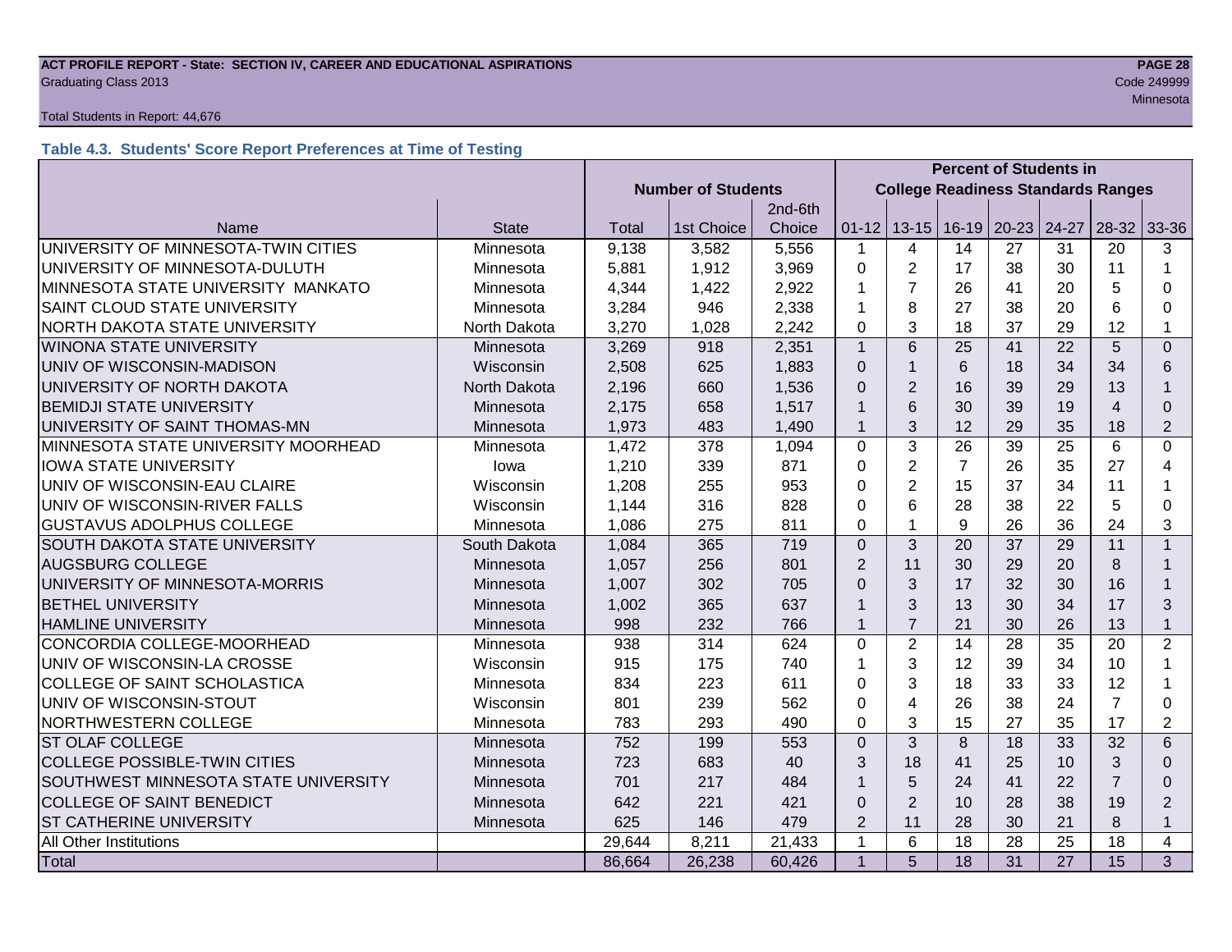Total Students in Report: 44,676

### Table 4.3. Students' Score Report Preferences at Time of Testing

| | | Number of Students | | | Percent of Students in College Readiness Standards Ranges | | | | | | |
|---|---|---|---|---|---|---|---|---|---|---|---|
| Name | State | Total | 1st Choice | 2nd-6th Choice | 01-12 | 13-15 | 16-19 | 20-23 | 24-27 | 28-32 | 33-36 |
| UNIVERSITY OF MINNESOTA-TWIN CITIES | Minnesota | 9,138 | 3,582 | 5,556 | 1 | 4 | 14 | 27 | 31 | 20 | 3 |
| UNIVERSITY OF MINNESOTA-DULUTH | Minnesota | 5,881 | 1,912 | 3,969 | 0 | 2 | 17 | 38 | 30 | 11 | 1 |
| MINNESOTA STATE UNIVERSITY MANKATO | Minnesota | 4,344 | 1,422 | 2,922 | 1 | 7 | 26 | 41 | 20 | 5 | 0 |
| SAINT CLOUD STATE UNIVERSITY | Minnesota | 3,284 | 946 | 2,338 | 1 | 8 | 27 | 38 | 20 | 6 | 0 |
| NORTH DAKOTA STATE UNIVERSITY | North Dakota | 3,270 | 1,028 | 2,242 | 0 | 3 | 18 | 37 | 29 | 12 | 1 |
| WINONA STATE UNIVERSITY | Minnesota | 3,269 | 918 | 2,351 | 1 | 6 | 25 | 41 | 22 | 5 | 0 |
| UNIV OF WISCONSIN-MADISON | Wisconsin | 2,508 | 625 | 1,883 | 0 | 1 | 6 | 18 | 34 | 34 | 6 |
| UNIVERSITY OF NORTH DAKOTA | North Dakota | 2,196 | 660 | 1,536 | 0 | 2 | 16 | 39 | 29 | 13 | 1 |
| BEMIDJI STATE UNIVERSITY | Minnesota | 2,175 | 658 | 1,517 | 1 | 6 | 30 | 39 | 19 | 4 | 0 |
| UNIVERSITY OF SAINT THOMAS-MN | Minnesota | 1,973 | 483 | 1,490 | 1 | 3 | 12 | 29 | 35 | 18 | 2 |
| MINNESOTA STATE UNIVERSITY MOORHEAD | Minnesota | 1,472 | 378 | 1,094 | 0 | 3 | 26 | 39 | 25 | 6 | 0 |
| IOWA STATE UNIVERSITY | Iowa | 1,210 | 339 | 871 | 0 | 2 | 7 | 26 | 35 | 27 | 4 |
| UNIV OF WISCONSIN-EAU CLAIRE | Wisconsin | 1,208 | 255 | 953 | 0 | 2 | 15 | 37 | 34 | 11 | 1 |
| UNIV OF WISCONSIN-RIVER FALLS | Wisconsin | 1,144 | 316 | 828 | 0 | 6 | 28 | 38 | 22 | 5 | 0 |
| GUSTAVUS ADOLPHUS COLLEGE | Minnesota | 1,086 | 275 | 811 | 0 | 1 | 9 | 26 | 36 | 24 | 3 |
| SOUTH DAKOTA STATE UNIVERSITY | South Dakota | 1,084 | 365 | 719 | 0 | 3 | 20 | 37 | 29 | 11 | 1 |
| AUGSBURG COLLEGE | Minnesota | 1,057 | 256 | 801 | 2 | 11 | 30 | 29 | 20 | 8 | 1 |
| UNIVERSITY OF MINNESOTA-MORRIS | Minnesota | 1,007 | 302 | 705 | 0 | 3 | 17 | 32 | 30 | 16 | 1 |
| BETHEL UNIVERSITY | Minnesota | 1,002 | 365 | 637 | 1 | 3 | 13 | 30 | 34 | 17 | 3 |
| HAMLINE UNIVERSITY | Minnesota | 998 | 232 | 766 | 1 | 7 | 21 | 30 | 26 | 13 | 1 |
| CONCORDIA COLLEGE-MOORHEAD | Minnesota | 938 | 314 | 624 | 0 | 2 | 14 | 28 | 35 | 20 | 2 |
| UNIV OF WISCONSIN-LA CROSSE | Wisconsin | 915 | 175 | 740 | 1 | 3 | 12 | 39 | 34 | 10 | 1 |
| COLLEGE OF SAINT SCHOLASTICA | Minnesota | 834 | 223 | 611 | 0 | 3 | 18 | 33 | 33 | 12 | 1 |
| UNIV OF WISCONSIN-STOUT | Wisconsin | 801 | 239 | 562 | 0 | 4 | 26 | 38 | 24 | 7 | 0 |
| NORTHWESTERN COLLEGE | Minnesota | 783 | 293 | 490 | 0 | 3 | 15 | 27 | 35 | 17 | 2 |
| ST OLAF COLLEGE | Minnesota | 752 | 199 | 553 | 0 | 3 | 8 | 18 | 33 | 32 | 6 |
| COLLEGE POSSIBLE-TWIN CITIES | Minnesota | 723 | 683 | 40 | 3 | 18 | 41 | 25 | 10 | 3 | 0 |
| SOUTHWEST MINNESOTA STATE UNIVERSITY | Minnesota | 701 | 217 | 484 | 1 | 5 | 24 | 41 | 22 | 7 | 0 |
| COLLEGE OF SAINT BENEDICT | Minnesota | 642 | 221 | 421 | 0 | 2 | 10 | 28 | 38 | 19 | 2 |
| ST CATHERINE UNIVERSITY | Minnesota | 625 | 146 | 479 | 2 | 11 | 28 | 30 | 21 | 8 | 1 |
| All Other Institutions | | 29,644 | 8,211 | 21,433 | 1 | 6 | 18 | 28 | 25 | 18 | 4 |
| Total | | 86,664 | 26,238 | 60,426 | 1 | 5 | 18 | 31 | 27 | 15 | 3 |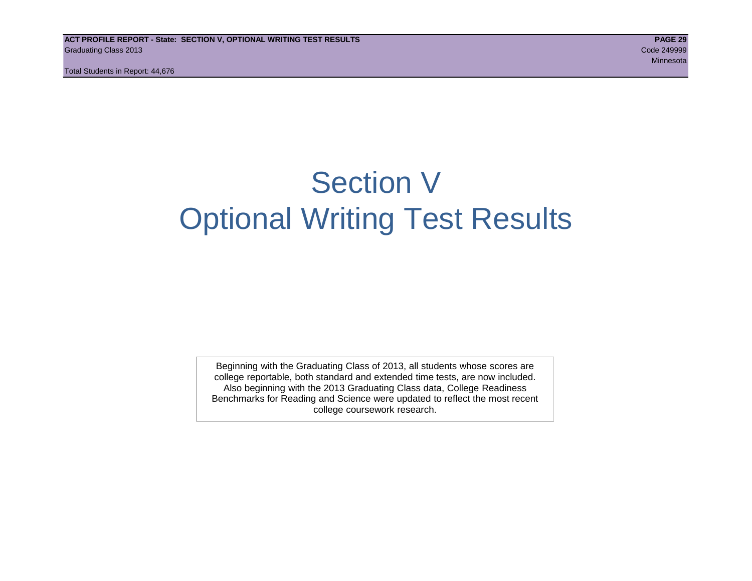# Section V
# Optional Writing Test Results

Beginning with the Graduating Class of 2013, all students whose scores are college reportable, both standard and extended time tests, are now included. Also beginning with the 2013 Graduating Class data, College Readiness Benchmarks for Reading and Science were updated to reflect the most recent college coursework research.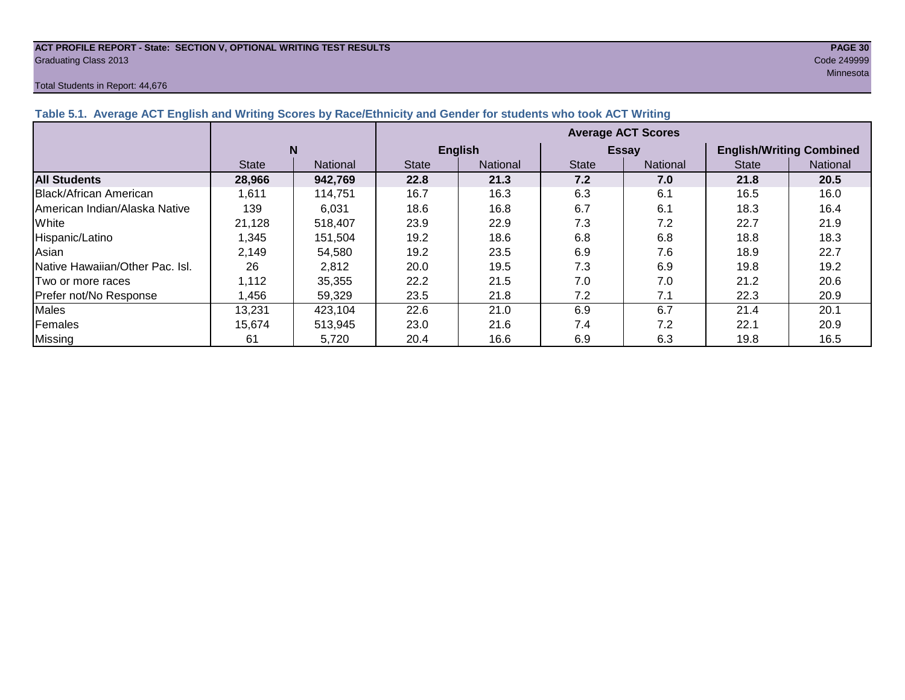**ACT PROFILE REPORT - State: SECTION V, OPTIONAL WRITING TEST RESULTS**
Graduating Class 2013

Code 249999
Minnesota

Total Students in Report: 44,676

### Table 5.1. Average ACT English and Writing Scores by Race/Ethnicity and Gender for students who took ACT Writing

| | N | | Average ACT Scores | | | | | |
|---|---|---|---|---|---|---|---|---|
| | | | English | | Essay | | English/Writing Combined | |
| | State | National | State | National | State | National | State | National |
| **All Students** | **28,966** | **942,769** | **22.8** | **21.3** | **7.2** | **7.0** | **21.8** | **20.5** |
| Black/African American | 1,611 | 114,751 | 16.7 | 16.3 | 6.3 | 6.1 | 16.5 | 16.0 |
| American Indian/Alaska Native | 139 | 6,031 | 18.6 | 16.8 | 6.7 | 6.1 | 18.3 | 16.4 |
| White | 21,128 | 518,407 | 23.9 | 22.9 | 7.3 | 7.2 | 22.7 | 21.9 |
| Hispanic/Latino | 1,345 | 151,504 | 19.2 | 18.6 | 6.8 | 6.8 | 18.8 | 18.3 |
| Asian | 2,149 | 54,580 | 19.2 | 23.5 | 6.9 | 7.6 | 18.9 | 22.7 |
| Native Hawaiian/Other Pac. Isl. | 26 | 2,812 | 20.0 | 19.5 | 7.3 | 6.9 | 19.8 | 19.2 |
| Two or more races | 1,112 | 35,355 | 22.2 | 21.5 | 7.0 | 7.0 | 21.2 | 20.6 |
| Prefer not/No Response | 1,456 | 59,329 | 23.5 | 21.8 | 7.2 | 7.1 | 22.3 | 20.9 |
| Males | 13,231 | 423,104 | 22.6 | 21.0 | 6.9 | 6.7 | 21.4 | 20.1 |
| Females | 15,674 | 513,945 | 23.0 | 21.6 | 7.4 | 7.2 | 22.1 | 20.9 |
| Missing | 61 | 5,720 | 20.4 | 16.6 | 6.9 | 6.3 | 19.8 | 16.5 |